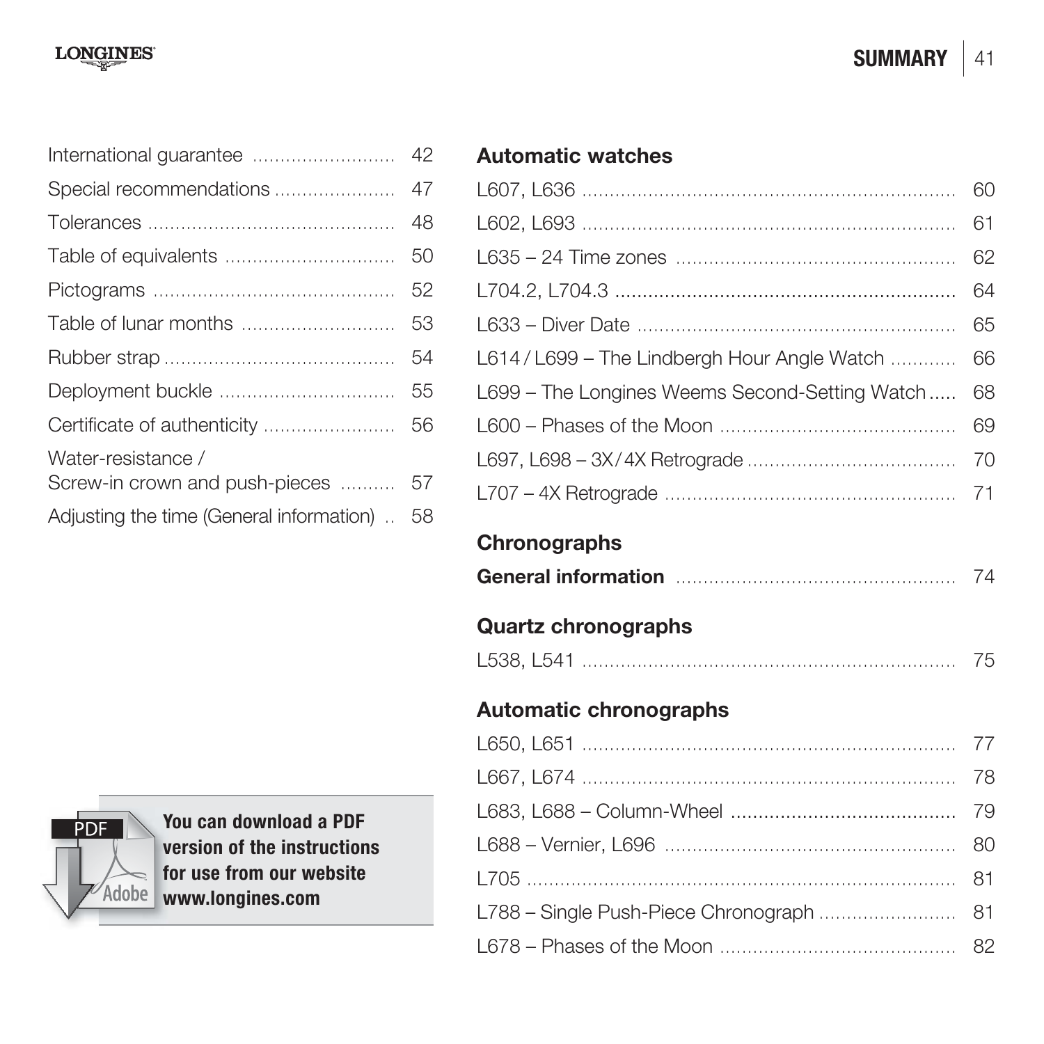# SUMMARY

| | |
|---|---|
| International guarantee | 42 |
| Special recommendations | 47 |
| Tolerances | 48 |
| Table of equivalents | 50 |
| Pictograms | 52 |
| Table of lunar months | 53 |
| Rubber strap | 54 |
| Deployment buckle | 55 |
| Certificate of authenticity | 56 |
| Water-resistance / Screw-in crown and push-pieces | 57 |
| Adjusting the time (General information) | 58 |

**You can download a PDF version of the instructions for use from our website www.longines.com**

## Automatic watches

| | |
|---|---|
| L607, L636 | 60 |
| L602, L693 | 61 |
| L635 – 24 Time zones | 62 |
| L704.2, L704.3 | 64 |
| L633 – Diver Date | 65 |
| L614 / L699 – The Lindbergh Hour Angle Watch | 66 |
| L699 – The Longines Weems Second-Setting Watch | 68 |
| L600 – Phases of the Moon | 69 |
| L697, L698 – 3X / 4X Retrograde | 70 |
| L707 – 4X Retrograde | 71 |

## Chronographs

| | |
|---|---|
| **General information** | 74 |

## Quartz chronographs

| | |
|---|---|
| L538, L541 | 75 |

## Automatic chronographs

| | |
|---|---|
| L650, L651 | 77 |
| L667, L674 | 78 |
| L683, L688 – Column-Wheel | 79 |
| L688 – Vernier, L696 | 80 |
| L705 | 81 |
| L788 – Single Push-Piece Chronograph | 81 |
| L678 – Phases of the Moon | 82 |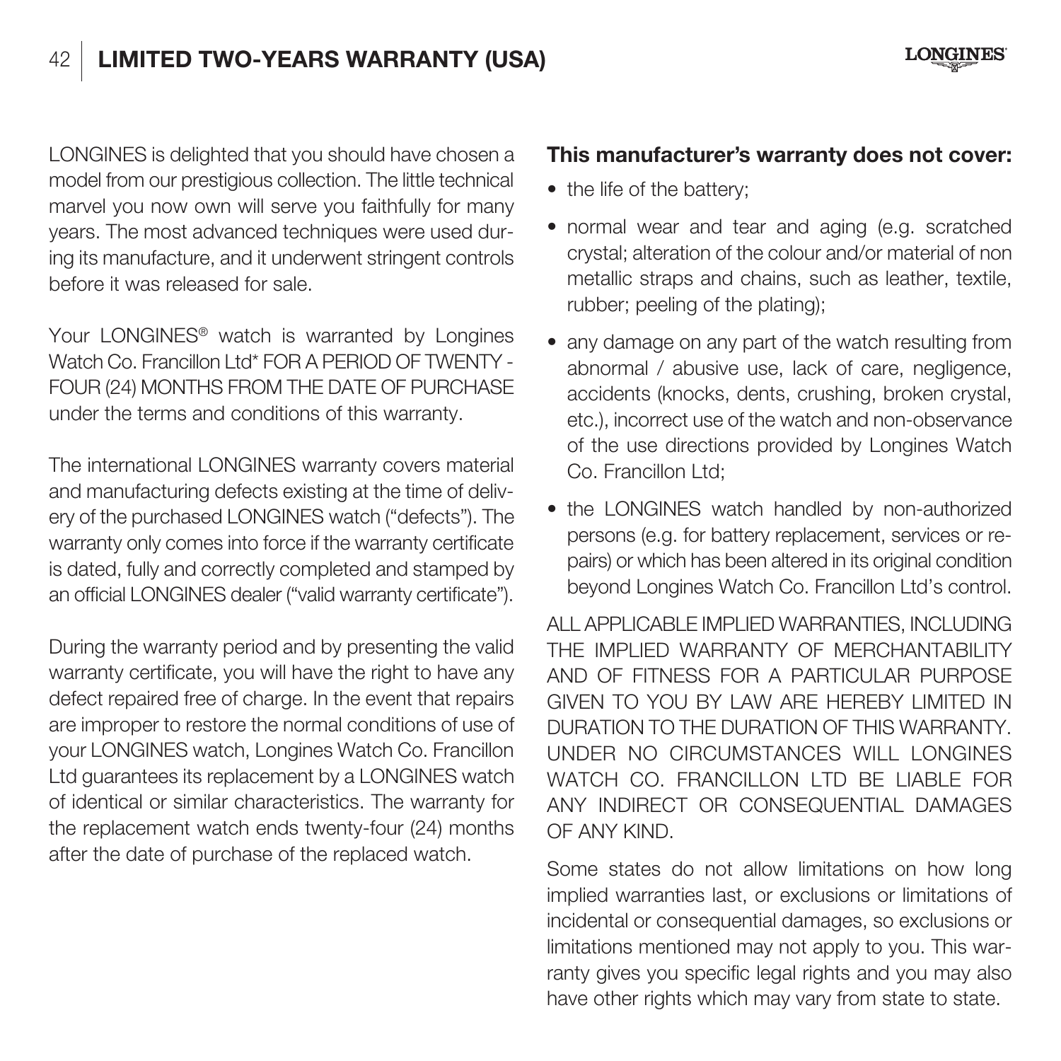# LIMITED TWO-YEARS WARRANTY (USA)

LONGINES is delighted that you should have chosen a model from our prestigious collection. The little technical marvel you now own will serve you faithfully for many years. The most advanced techniques were used during its manufacture, and it underwent stringent controls before it was released for sale.

Your LONGINES® watch is warranted by Longines Watch Co. Francillon Ltd* FOR A PERIOD OF TWENTY - FOUR (24) MONTHS FROM THE DATE OF PURCHASE under the terms and conditions of this warranty.

The international LONGINES warranty covers material and manufacturing defects existing at the time of delivery of the purchased LONGINES watch ("defects"). The warranty only comes into force if the warranty certificate is dated, fully and correctly completed and stamped by an official LONGINES dealer ("valid warranty certificate").

During the warranty period and by presenting the valid warranty certificate, you will have the right to have any defect repaired free of charge. In the event that repairs are improper to restore the normal conditions of use of your LONGINES watch, Longines Watch Co. Francillon Ltd guarantees its replacement by a LONGINES watch of identical or similar characteristics. The warranty for the replacement watch ends twenty-four (24) months after the date of purchase of the replaced watch.

**This manufacturer's warranty does not cover:**

- the life of the battery;
- normal wear and tear and aging (e.g. scratched crystal; alteration of the colour and/or material of non metallic straps and chains, such as leather, textile, rubber; peeling of the plating);
- any damage on any part of the watch resulting from abnormal / abusive use, lack of care, negligence, accidents (knocks, dents, crushing, broken crystal, etc.), incorrect use of the watch and non-observance of the use directions provided by Longines Watch Co. Francillon Ltd;
- the LONGINES watch handled by non-authorized persons (e.g. for battery replacement, services or repairs) or which has been altered in its original condition beyond Longines Watch Co. Francillon Ltd's control.

ALL APPLICABLE IMPLIED WARRANTIES, INCLUDING THE IMPLIED WARRANTY OF MERCHANTABILITY AND OF FITNESS FOR A PARTICULAR PURPOSE GIVEN TO YOU BY LAW ARE HEREBY LIMITED IN DURATION TO THE DURATION OF THIS WARRANTY. UNDER NO CIRCUMSTANCES WILL LONGINES WATCH CO. FRANCILLON LTD BE LIABLE FOR ANY INDIRECT OR CONSEQUENTIAL DAMAGES OF ANY KIND.

Some states do not allow limitations on how long implied warranties last, or exclusions or limitations of incidental or consequential damages, so exclusions or limitations mentioned may not apply to you. This warranty gives you specific legal rights and you may also have other rights which may vary from state to state.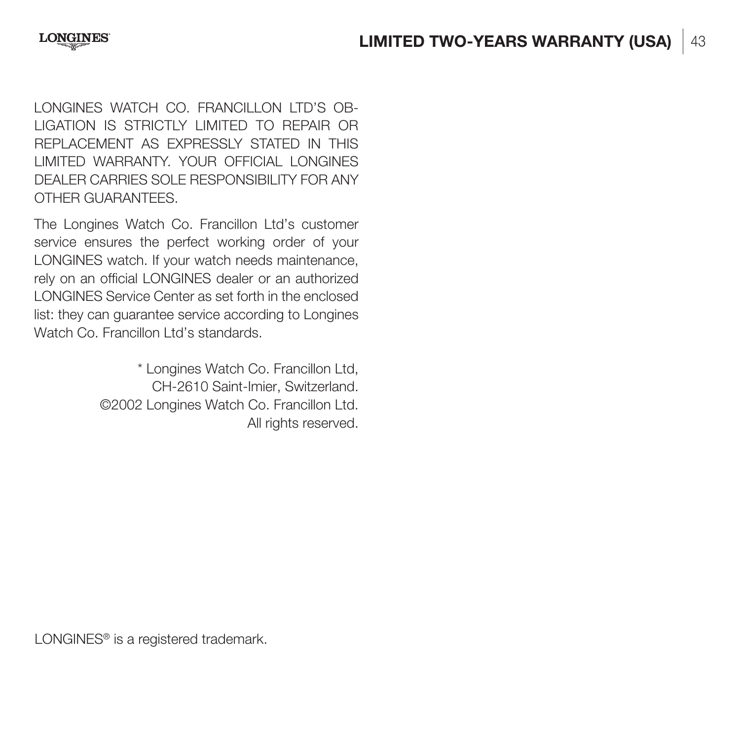LONGINES WATCH CO. FRANCILLON LTD'S OBLIGATION IS STRICTLY LIMITED TO REPAIR OR REPLACEMENT AS EXPRESSLY STATED IN THIS LIMITED WARRANTY. YOUR OFFICIAL LONGINES DEALER CARRIES SOLE RESPONSIBILITY FOR ANY OTHER GUARANTEES.

The Longines Watch Co. Francillon Ltd's customer service ensures the perfect working order of your LONGINES watch. If your watch needs maintenance, rely on an official LONGINES dealer or an authorized LONGINES Service Center as set forth in the enclosed list: they can guarantee service according to Longines Watch Co. Francillon Ltd's standards.

* Longines Watch Co. Francillon Ltd,
CH-2610 Saint-Imier, Switzerland.
©2002 Longines Watch Co. Francillon Ltd.
All rights reserved.

LONGINES® is a registered trademark.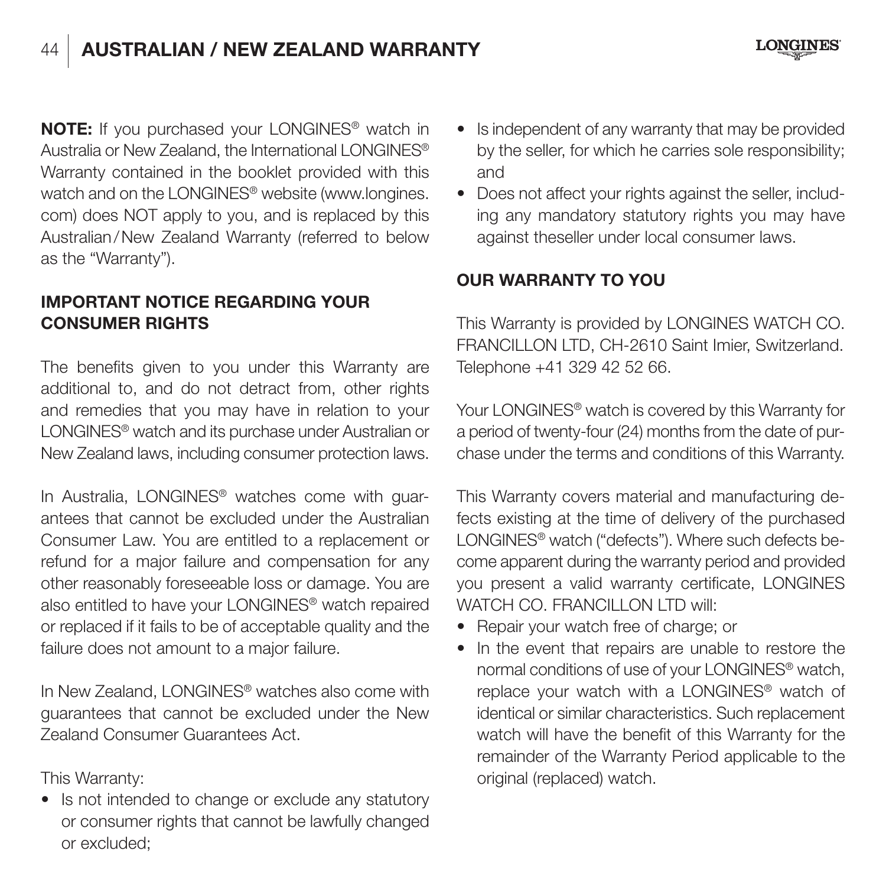# AUSTRALIAN / NEW ZEALAND WARRANTY

**NOTE:** If you purchased your LONGINES® watch in Australia or New Zealand, the International LONGINES® Warranty contained in the booklet provided with this watch and on the LONGINES® website (www.longines.com) does NOT apply to you, and is replaced by this Australian / New Zealand Warranty (referred to below as the "Warranty").

## IMPORTANT NOTICE REGARDING YOUR CONSUMER RIGHTS

The benefits given to you under this Warranty are additional to, and do not detract from, other rights and remedies that you may have in relation to your LONGINES® watch and its purchase under Australian or New Zealand laws, including consumer protection laws.

In Australia, LONGINES® watches come with guarantees that cannot be excluded under the Australian Consumer Law. You are entitled to a replacement or refund for a major failure and compensation for any other reasonably foreseeable loss or damage. You are also entitled to have your LONGINES® watch repaired or replaced if it fails to be of acceptable quality and the failure does not amount to a major failure.

In New Zealand, LONGINES® watches also come with guarantees that cannot be excluded under the New Zealand Consumer Guarantees Act.

This Warranty:

- Is not intended to change or exclude any statutory or consumer rights that cannot be lawfully changed or excluded;
- Is independent of any warranty that may be provided by the seller, for which he carries sole responsibility; and
- Does not affect your rights against the seller, including any mandatory statutory rights you may have against theseller under local consumer laws.

## OUR WARRANTY TO YOU

This Warranty is provided by LONGINES WATCH CO. FRANCILLON LTD, CH-2610 Saint Imier, Switzerland. Telephone +41 329 42 52 66.

Your LONGINES® watch is covered by this Warranty for a period of twenty-four (24) months from the date of purchase under the terms and conditions of this Warranty.

This Warranty covers material and manufacturing defects existing at the time of delivery of the purchased LONGINES® watch ("defects"). Where such defects become apparent during the warranty period and provided you present a valid warranty certificate, LONGINES WATCH CO. FRANCILLON LTD will:

- Repair your watch free of charge; or
- In the event that repairs are unable to restore the normal conditions of use of your LONGINES® watch, replace your watch with a LONGINES® watch of identical or similar characteristics. Such replacement watch will have the benefit of this Warranty for the remainder of the Warranty Period applicable to the original (replaced) watch.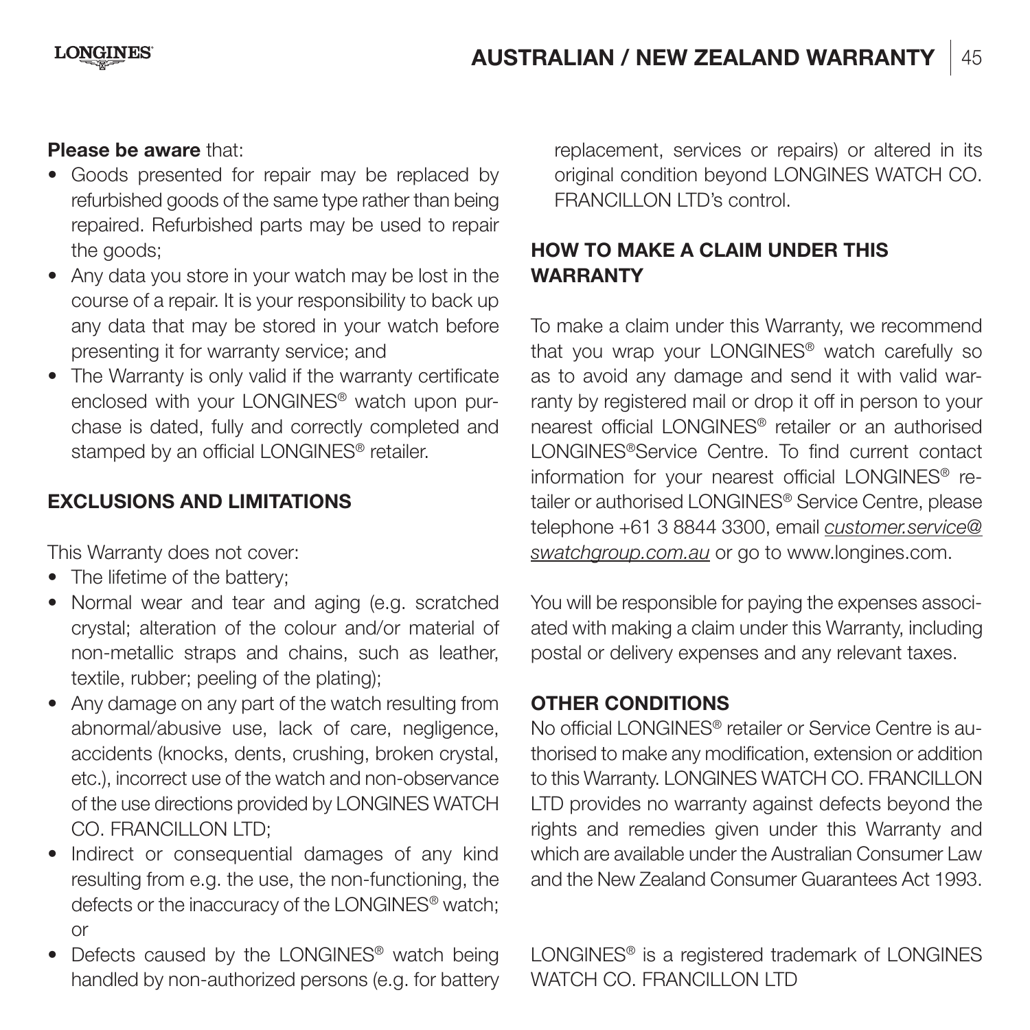**Please be aware** that:

- Goods presented for repair may be replaced by refurbished goods of the same type rather than being repaired. Refurbished parts may be used to repair the goods;
- Any data you store in your watch may be lost in the course of a repair. It is your responsibility to back up any data that may be stored in your watch before presenting it for warranty service; and
- The Warranty is only valid if the warranty certificate enclosed with your LONGINES® watch upon purchase is dated, fully and correctly completed and stamped by an official LONGINES® retailer.

## EXCLUSIONS AND LIMITATIONS

This Warranty does not cover:

- The lifetime of the battery;
- Normal wear and tear and aging (e.g. scratched crystal; alteration of the colour and/or material of non-metallic straps and chains, such as leather, textile, rubber; peeling of the plating);
- Any damage on any part of the watch resulting from abnormal/abusive use, lack of care, negligence, accidents (knocks, dents, crushing, broken crystal, etc.), incorrect use of the watch and non-observance of the use directions provided by LONGINES WATCH CO. FRANCILLON LTD;
- Indirect or consequential damages of any kind resulting from e.g. the use, the non-functioning, the defects or the inaccuracy of the LONGINES® watch; or
- Defects caused by the LONGINES® watch being handled by non-authorized persons (e.g. for battery replacement, services or repairs) or altered in its original condition beyond LONGINES WATCH CO. FRANCILLON LTD's control.

## HOW TO MAKE A CLAIM UNDER THIS WARRANTY

To make a claim under this Warranty, we recommend that you wrap your LONGINES® watch carefully so as to avoid any damage and send it with valid warranty by registered mail or drop it off in person to your nearest official LONGINES® retailer or an authorised LONGINES®Service Centre. To find current contact information for your nearest official LONGINES® retailer or authorised LONGINES® Service Centre, please telephone +61 3 8844 3300, email *customer.service@swatchgroup.com.au* or go to www.longines.com.

You will be responsible for paying the expenses associated with making a claim under this Warranty, including postal or delivery expenses and any relevant taxes.

## OTHER CONDITIONS

No official LONGINES® retailer or Service Centre is authorised to make any modification, extension or addition to this Warranty. LONGINES WATCH CO. FRANCILLON LTD provides no warranty against defects beyond the rights and remedies given under this Warranty and which are available under the Australian Consumer Law and the New Zealand Consumer Guarantees Act 1993.

LONGINES® is a registered trademark of LONGINES WATCH CO. FRANCILLON LTD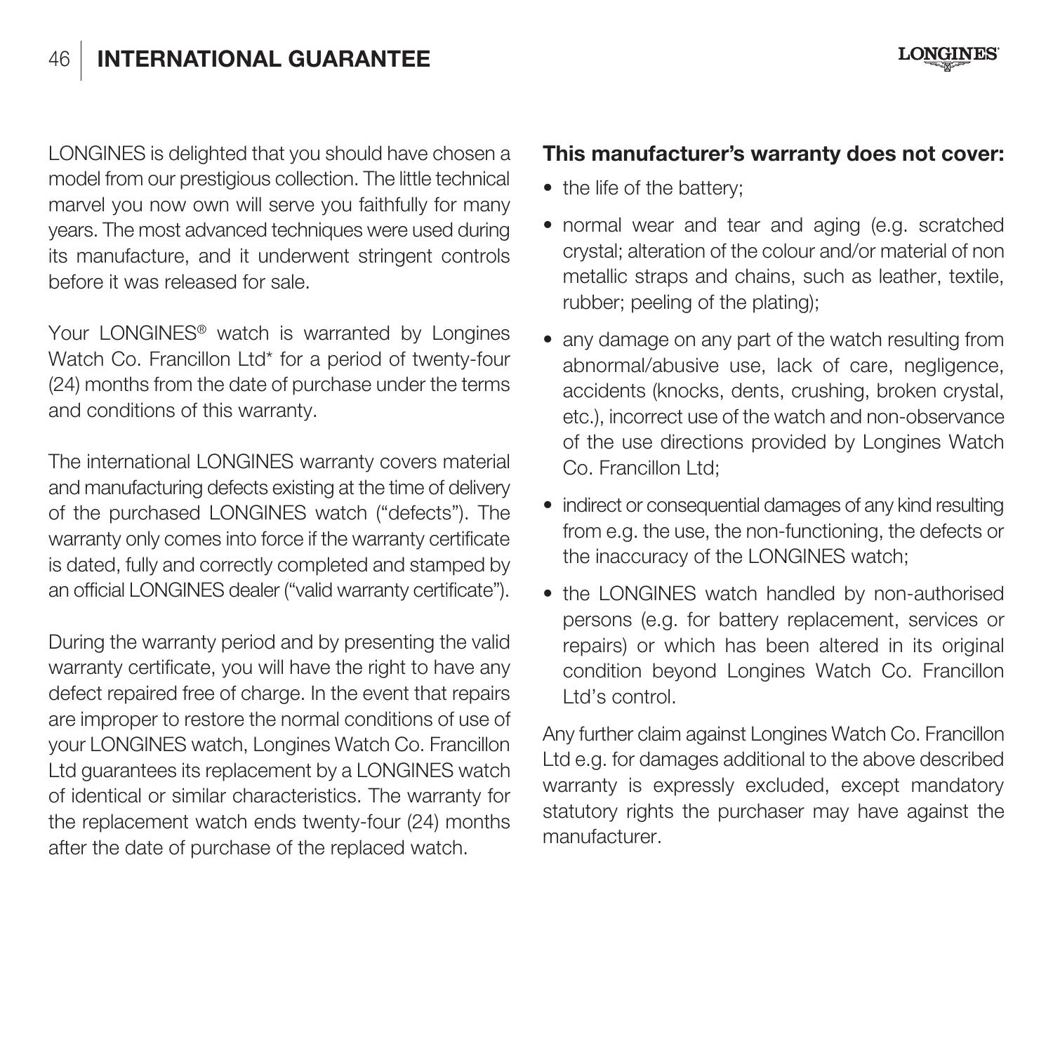# INTERNATIONAL GUARANTEE

LONGINES is delighted that you should have chosen a model from our prestigious collection. The little technical marvel you now own will serve you faithfully for many years. The most advanced techniques were used during its manufacture, and it underwent stringent controls before it was released for sale.

Your LONGINES® watch is warranted by Longines Watch Co. Francillon Ltd* for a period of twenty-four (24) months from the date of purchase under the terms and conditions of this warranty.

The international LONGINES warranty covers material and manufacturing defects existing at the time of delivery of the purchased LONGINES watch ("defects"). The warranty only comes into force if the warranty certificate is dated, fully and correctly completed and stamped by an official LONGINES dealer ("valid warranty certificate").

During the warranty period and by presenting the valid warranty certificate, you will have the right to have any defect repaired free of charge. In the event that repairs are improper to restore the normal conditions of use of your LONGINES watch, Longines Watch Co. Francillon Ltd guarantees its replacement by a LONGINES watch of identical or similar characteristics. The warranty for the replacement watch ends twenty-four (24) months after the date of purchase of the replaced watch.

**This manufacturer's warranty does not cover:**

- the life of the battery;
- normal wear and tear and aging (e.g. scratched crystal; alteration of the colour and/or material of non metallic straps and chains, such as leather, textile, rubber; peeling of the plating);
- any damage on any part of the watch resulting from abnormal/abusive use, lack of care, negligence, accidents (knocks, dents, crushing, broken crystal, etc.), incorrect use of the watch and non-observance of the use directions provided by Longines Watch Co. Francillon Ltd;
- indirect or consequential damages of any kind resulting from e.g. the use, the non-functioning, the defects or the inaccuracy of the LONGINES watch;
- the LONGINES watch handled by non-authorised persons (e.g. for battery replacement, services or repairs) or which has been altered in its original condition beyond Longines Watch Co. Francillon Ltd's control.

Any further claim against Longines Watch Co. Francillon Ltd e.g. for damages additional to the above described warranty is expressly excluded, except mandatory statutory rights the purchaser may have against the manufacturer.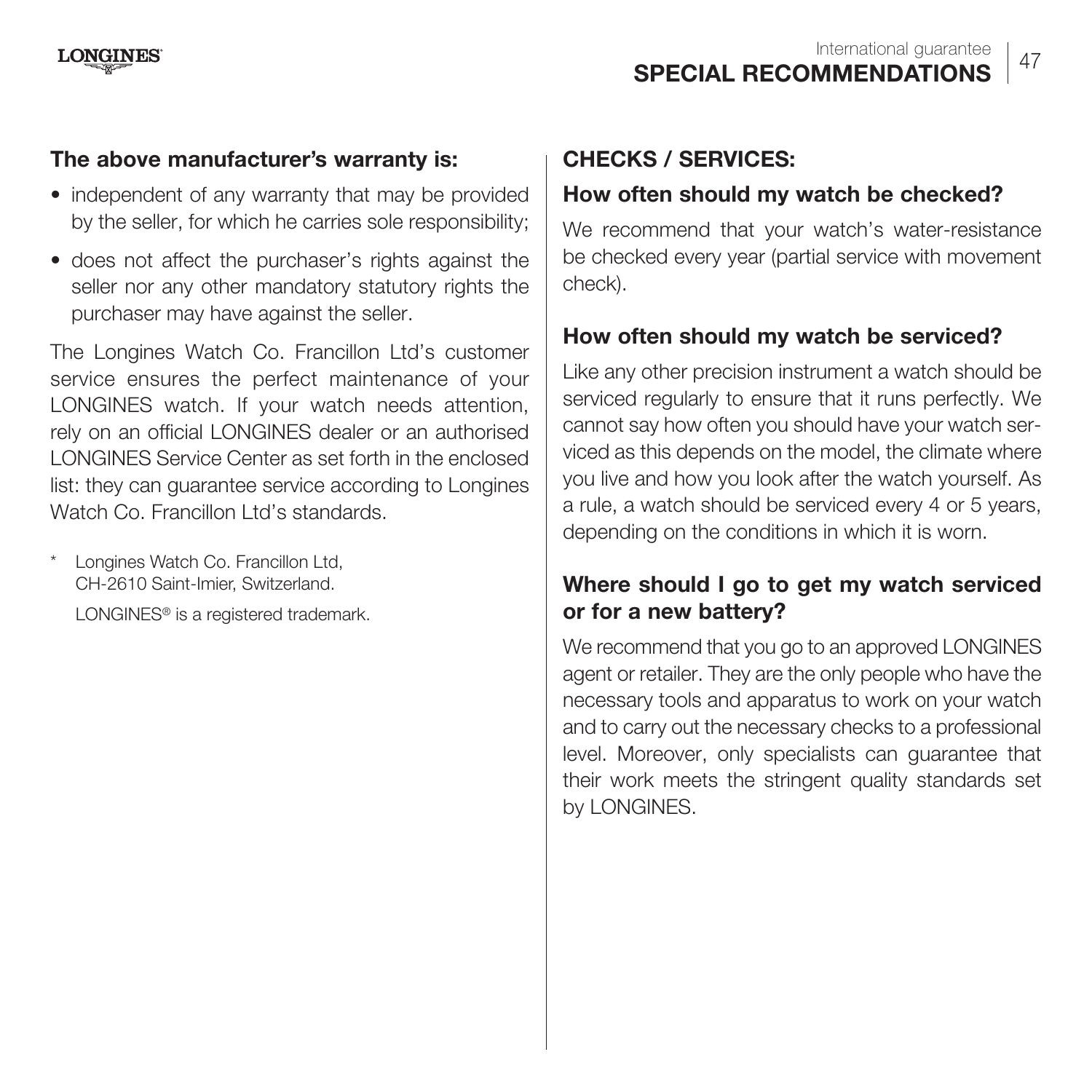**The above manufacturer's warranty is:**

- independent of any warranty that may be provided by the seller, for which he carries sole responsibility;
- does not affect the purchaser's rights against the seller nor any other mandatory statutory rights the purchaser may have against the seller.

The Longines Watch Co. Francillon Ltd's customer service ensures the perfect maintenance of your LONGINES watch. If your watch needs attention, rely on an official LONGINES dealer or an authorised LONGINES Service Center as set forth in the enclosed list: they can guarantee service according to Longines Watch Co. Francillon Ltd's standards.

\* Longines Watch Co. Francillon Ltd, CH-2610 Saint-Imier, Switzerland.

LONGINES® is a registered trademark.

## CHECKS / SERVICES:

### How often should my watch be checked?

We recommend that your watch's water-resistance be checked every year (partial service with movement check).

### How often should my watch be serviced?

Like any other precision instrument a watch should be serviced regularly to ensure that it runs perfectly. We cannot say how often you should have your watch serviced as this depends on the model, the climate where you live and how you look after the watch yourself. As a rule, a watch should be serviced every 4 or 5 years, depending on the conditions in which it is worn.

### Where should I go to get my watch serviced or for a new battery?

We recommend that you go to an approved LONGINES agent or retailer. They are the only people who have the necessary tools and apparatus to work on your watch and to carry out the necessary checks to a professional level. Moreover, only specialists can guarantee that their work meets the stringent quality standards set by LONGINES.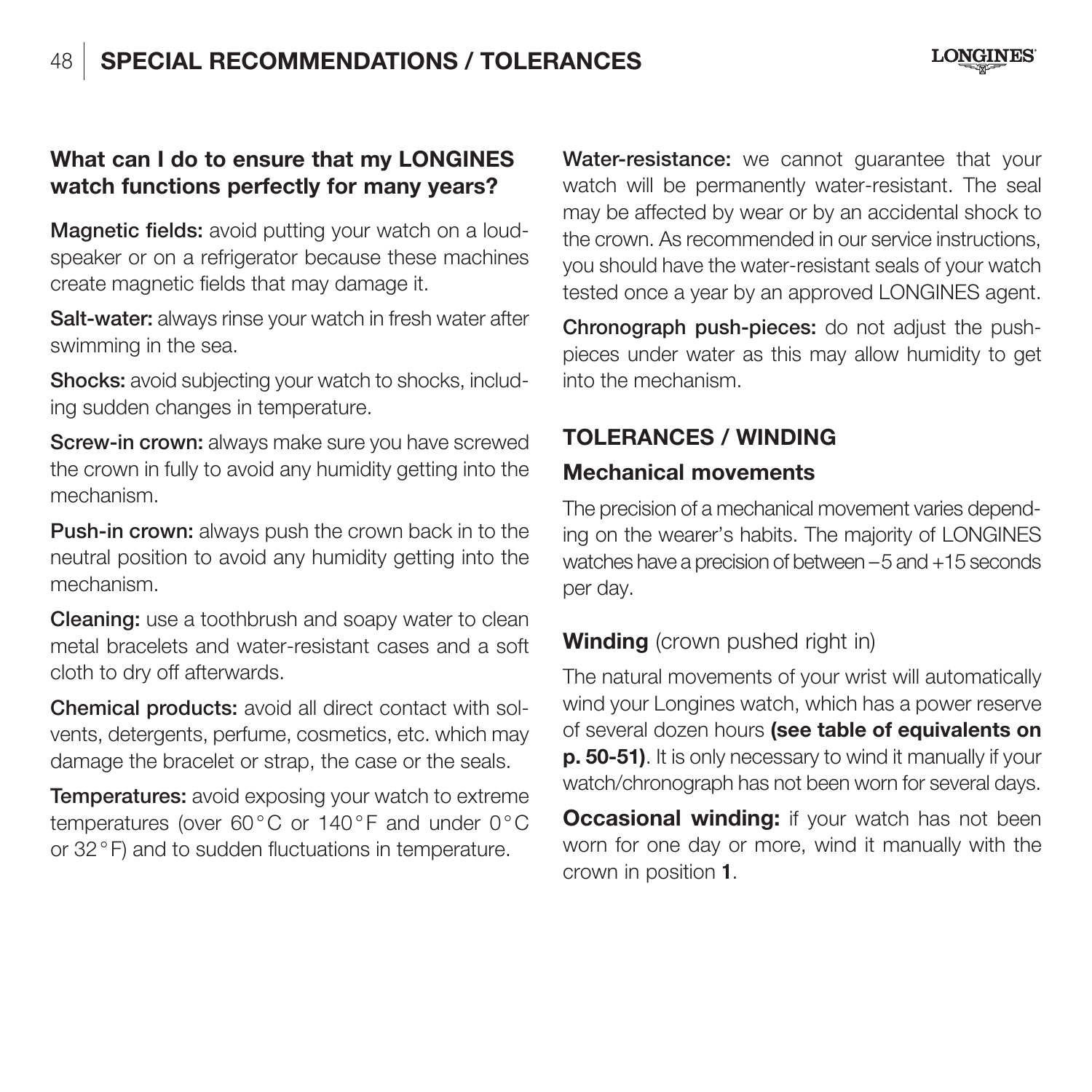## SPECIAL RECOMMENDATIONS / TOLERANCES

### What can I do to ensure that my LONGINES watch functions perfectly for many years?

**Magnetic fields:** avoid putting your watch on a loud-speaker or on a refrigerator because these machines create magnetic fields that may damage it.

**Salt-water:** always rinse your watch in fresh water after swimming in the sea.

**Shocks:** avoid subjecting your watch to shocks, including sudden changes in temperature.

**Screw-in crown:** always make sure you have screwed the crown in fully to avoid any humidity getting into the mechanism.

**Push-in crown:** always push the crown back in to the neutral position to avoid any humidity getting into the mechanism.

**Cleaning:** use a toothbrush and soapy water to clean metal bracelets and water-resistant cases and a soft cloth to dry off afterwards.

**Chemical products:** avoid all direct contact with solvents, detergents, perfume, cosmetics, etc. which may damage the bracelet or strap, the case or the seals.

**Temperatures:** avoid exposing your watch to extreme temperatures (over 60 °C or 140 °F and under 0 °C or 32 °F) and to sudden fluctuations in temperature.

**Water-resistance:** we cannot guarantee that your watch will be permanently water-resistant. The seal may be affected by wear or by an accidental shock to the crown. As recommended in our service instructions, you should have the water-resistant seals of your watch tested once a year by an approved LONGINES agent.

**Chronograph push-pieces:** do not adjust the push-pieces under water as this may allow humidity to get into the mechanism.

### TOLERANCES / WINDING

#### Mechanical movements

The precision of a mechanical movement varies depending on the wearer's habits. The majority of LONGINES watches have a precision of between –5 and +15 seconds per day.

**Winding** (crown pushed right in)

The natural movements of your wrist will automatically wind your Longines watch, which has a power reserve of several dozen hours **(see table of equivalents on p. 50-51)**. It is only necessary to wind it manually if your watch/chronograph has not been worn for several days.

**Occasional winding:** if your watch has not been worn for one day or more, wind it manually with the crown in position **1**.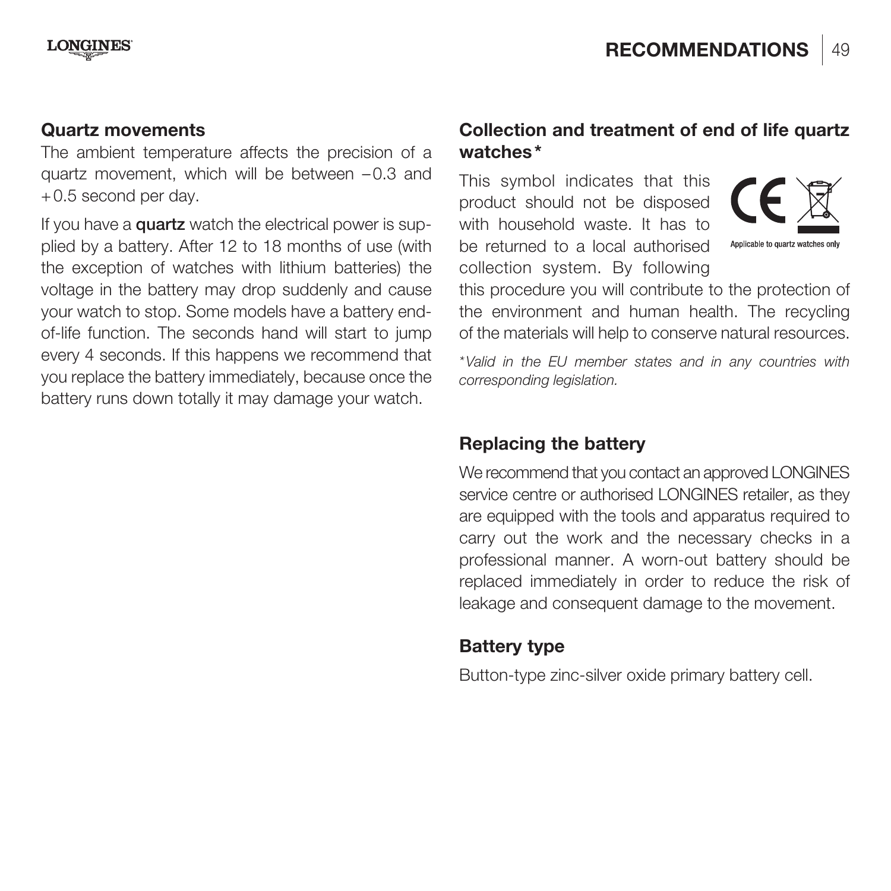## Quartz movements

The ambient temperature affects the precision of a quartz movement, which will be between −0.3 and +0.5 second per day.

If you have a **quartz** watch the electrical power is supplied by a battery. After 12 to 18 months of use (with the exception of watches with lithium batteries) the voltage in the battery may drop suddenly and cause your watch to stop. Some models have a battery end-of-life function. The seconds hand will start to jump every 4 seconds. If this happens we recommend that you replace the battery immediately, because once the battery runs down totally it may damage your watch.

## Collection and treatment of end of life quartz watches*

This symbol indicates that this product should not be disposed with household waste. It has to be returned to a local authorised collection system. By following this procedure you will contribute to the protection of the environment and human health. The recycling of the materials will help to conserve natural resources.

Applicable to quartz watches only

*\*Valid in the EU member states and in any countries with corresponding legislation.*

## Replacing the battery

We recommend that you contact an approved LONGINES service centre or authorised LONGINES retailer, as they are equipped with the tools and apparatus required to carry out the work and the necessary checks in a professional manner. A worn-out battery should be replaced immediately in order to reduce the risk of leakage and consequent damage to the movement.

## Battery type

Button-type zinc-silver oxide primary battery cell.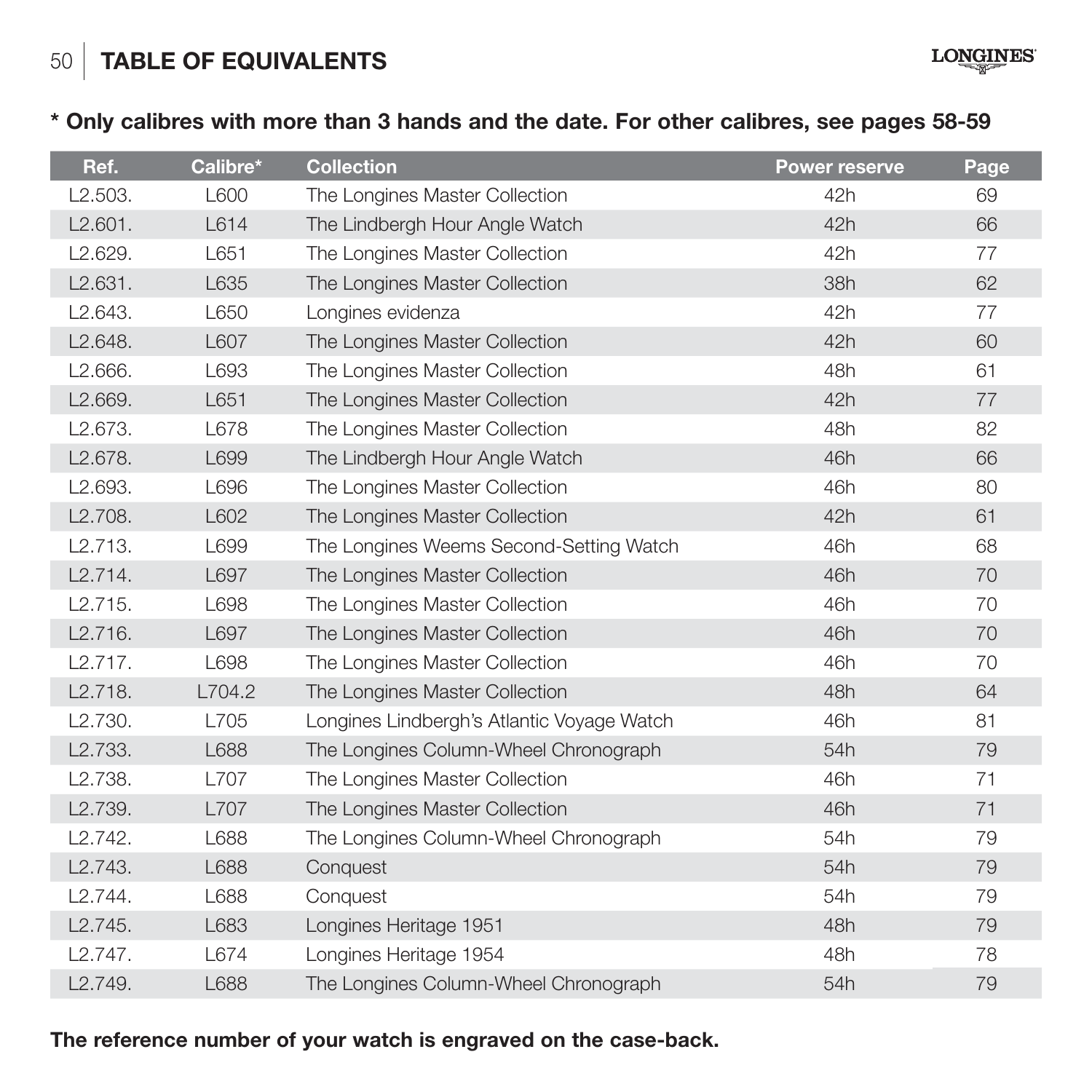# TABLE OF EQUIVALENTS

**\* Only calibres with more than 3 hands and the date. For other calibres, see pages 58-59**

| Ref. | Calibre* | Collection | Power reserve | Page |
|---|---|---|---|---|
| L2.503. | L600 | The Longines Master Collection | 42h | 69 |
| L2.601. | L614 | The Lindbergh Hour Angle Watch | 42h | 66 |
| L2.629. | L651 | The Longines Master Collection | 42h | 77 |
| L2.631. | L635 | The Longines Master Collection | 38h | 62 |
| L2.643. | L650 | Longines evidenza | 42h | 77 |
| L2.648. | L607 | The Longines Master Collection | 42h | 60 |
| L2.666. | L693 | The Longines Master Collection | 48h | 61 |
| L2.669. | L651 | The Longines Master Collection | 42h | 77 |
| L2.673. | L678 | The Longines Master Collection | 48h | 82 |
| L2.678. | L699 | The Lindbergh Hour Angle Watch | 46h | 66 |
| L2.693. | L696 | The Longines Master Collection | 46h | 80 |
| L2.708. | L602 | The Longines Master Collection | 42h | 61 |
| L2.713. | L699 | The Longines Weems Second-Setting Watch | 46h | 68 |
| L2.714. | L697 | The Longines Master Collection | 46h | 70 |
| L2.715. | L698 | The Longines Master Collection | 46h | 70 |
| L2.716. | L697 | The Longines Master Collection | 46h | 70 |
| L2.717. | L698 | The Longines Master Collection | 46h | 70 |
| L2.718. | L704.2 | The Longines Master Collection | 48h | 64 |
| L2.730. | L705 | Longines Lindbergh's Atlantic Voyage Watch | 46h | 81 |
| L2.733. | L688 | The Longines Column-Wheel Chronograph | 54h | 79 |
| L2.738. | L707 | The Longines Master Collection | 46h | 71 |
| L2.739. | L707 | The Longines Master Collection | 46h | 71 |
| L2.742. | L688 | The Longines Column-Wheel Chronograph | 54h | 79 |
| L2.743. | L688 | Conquest | 54h | 79 |
| L2.744. | L688 | Conquest | 54h | 79 |
| L2.745. | L683 | Longines Heritage 1951 | 48h | 79 |
| L2.747. | L674 | Longines Heritage 1954 | 48h | 78 |
| L2.749. | L688 | The Longines Column-Wheel Chronograph | 54h | 79 |

**The reference number of your watch is engraved on the case-back.**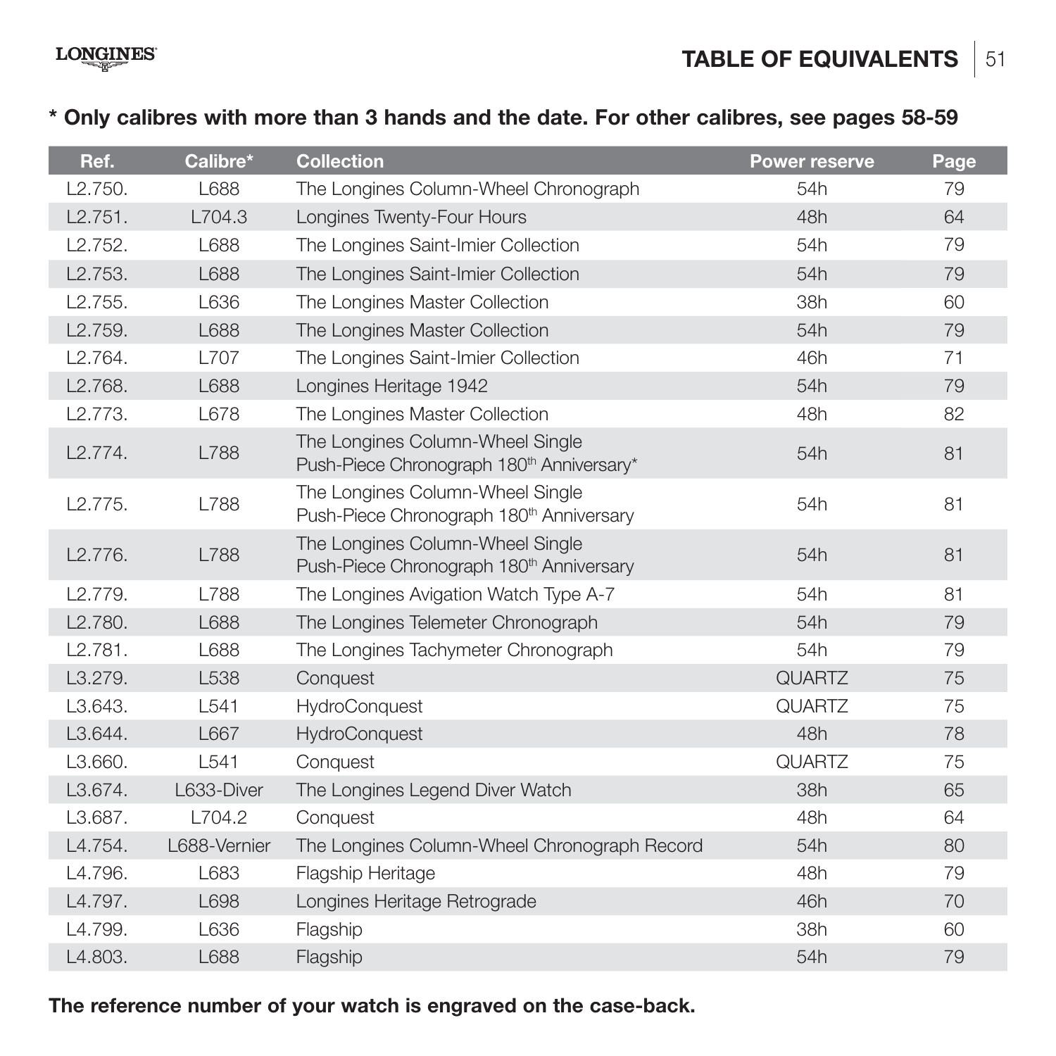# TABLE OF EQUIVALENTS

**\* Only calibres with more than 3 hands and the date. For other calibres, see pages 58-59**

| Ref. | Calibre* | Collection | Power reserve | Page |
|---|---|---|---|---|
| L2.750. | L688 | The Longines Column-Wheel Chronograph | 54h | 79 |
| L2.751. | L704.3 | Longines Twenty-Four Hours | 48h | 64 |
| L2.752. | L688 | The Longines Saint-Imier Collection | 54h | 79 |
| L2.753. | L688 | The Longines Saint-Imier Collection | 54h | 79 |
| L2.755. | L636 | The Longines Master Collection | 38h | 60 |
| L2.759. | L688 | The Longines Master Collection | 54h | 79 |
| L2.764. | L707 | The Longines Saint-Imier Collection | 46h | 71 |
| L2.768. | L688 | Longines Heritage 1942 | 54h | 79 |
| L2.773. | L678 | The Longines Master Collection | 48h | 82 |
| L2.774. | L788 | The Longines Column-Wheel Single Push-Piece Chronograph 180th Anniversary* | 54h | 81 |
| L2.775. | L788 | The Longines Column-Wheel Single Push-Piece Chronograph 180th Anniversary | 54h | 81 |
| L2.776. | L788 | The Longines Column-Wheel Single Push-Piece Chronograph 180th Anniversary | 54h | 81 |
| L2.779. | L788 | The Longines Avigation Watch Type A-7 | 54h | 81 |
| L2.780. | L688 | The Longines Telemeter Chronograph | 54h | 79 |
| L2.781. | L688 | The Longines Tachymeter Chronograph | 54h | 79 |
| L3.279. | L538 | Conquest | QUARTZ | 75 |
| L3.643. | L541 | HydroConquest | QUARTZ | 75 |
| L3.644. | L667 | HydroConquest | 48h | 78 |
| L3.660. | L541 | Conquest | QUARTZ | 75 |
| L3.674. | L633-Diver | The Longines Legend Diver Watch | 38h | 65 |
| L3.687. | L704.2 | Conquest | 48h | 64 |
| L4.754. | L688-Vernier | The Longines Column-Wheel Chronograph Record | 54h | 80 |
| L4.796. | L683 | Flagship Heritage | 48h | 79 |
| L4.797. | L698 | Longines Heritage Retrograde | 46h | 70 |
| L4.799. | L636 | Flagship | 38h | 60 |
| L4.803. | L688 | Flagship | 54h | 79 |

**The reference number of your watch is engraved on the case-back.**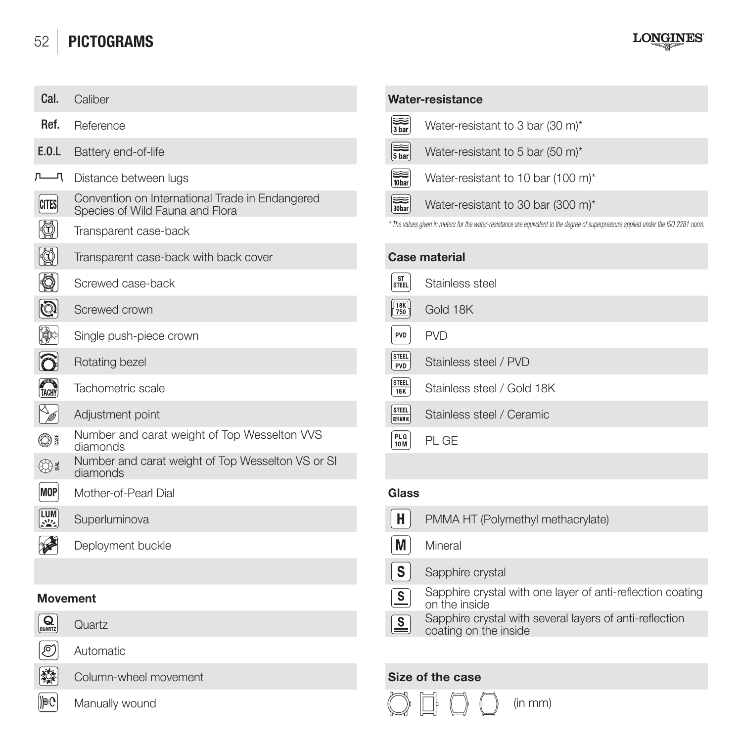# PICTOGRAMS

| Pictogram | Meaning |
|---|---|
| Cal. | Caliber |
| Ref. | Reference |
| E.O.L | Battery end-of-life |
| | Distance between lugs |
| CITES | Convention on International Trade in Endangered Species of Wild Fauna and Flora |
| | Transparent case-back |
| | Transparent case-back with back cover |
| | Screwed case-back |
| | Screwed crown |
| | Single push-piece crown |
| | Rotating bezel |
| TACHY | Tachometric scale |
| | Adjustment point |
| CASE | Number and carat weight of Top Wesselton VVS diamonds |
| DIAL | Number and carat weight of Top Wesselton VS or SI diamonds |
| MOP | Mother-of-Pearl Dial |
| LUM | Superluminova |
| | Deployment buckle |

## Movement

| Pictogram | Meaning |
|---|---|
| QUARTZ | Quartz |
| | Automatic |
| | Column-wheel movement |
| | Manually wound |

## Water-resistance

| Pictogram | Meaning |
|---|---|
| 3 bar | Water-resistant to 3 bar (30 m)* |
| 5 bar | Water-resistant to 5 bar (50 m)* |
| 10bar | Water-resistant to 10 bar (100 m)* |
| 30bar | Water-resistant to 30 bar (300 m)* |

*\* The values given in meters for the water-resistance are equivalent to the degree of superpressure applied under the ISO 2281 norm.*

## Case material

| Pictogram | Meaning |
|---|---|
| ST STEEL | Stainless steel |
| 18K 750 | Gold 18K |
| PVD | PVD |
| STEEL PVD | Stainless steel / PVD |
| STEEL 18K | Stainless steel / Gold 18K |
| STEEL CERAMIC | Stainless steel / Ceramic |
| PLG 10M | PL GE |

## Glass

| Pictogram | Meaning |
|---|---|
| H | PMMA HT (Polymethyl methacrylate) |
| M | Mineral |
| S | Sapphire crystal |
| S | Sapphire crystal with one layer of anti-reflection coating on the inside |
| S | Sapphire crystal with several layers of anti-reflection coating on the inside |

## Size of the case

(in mm)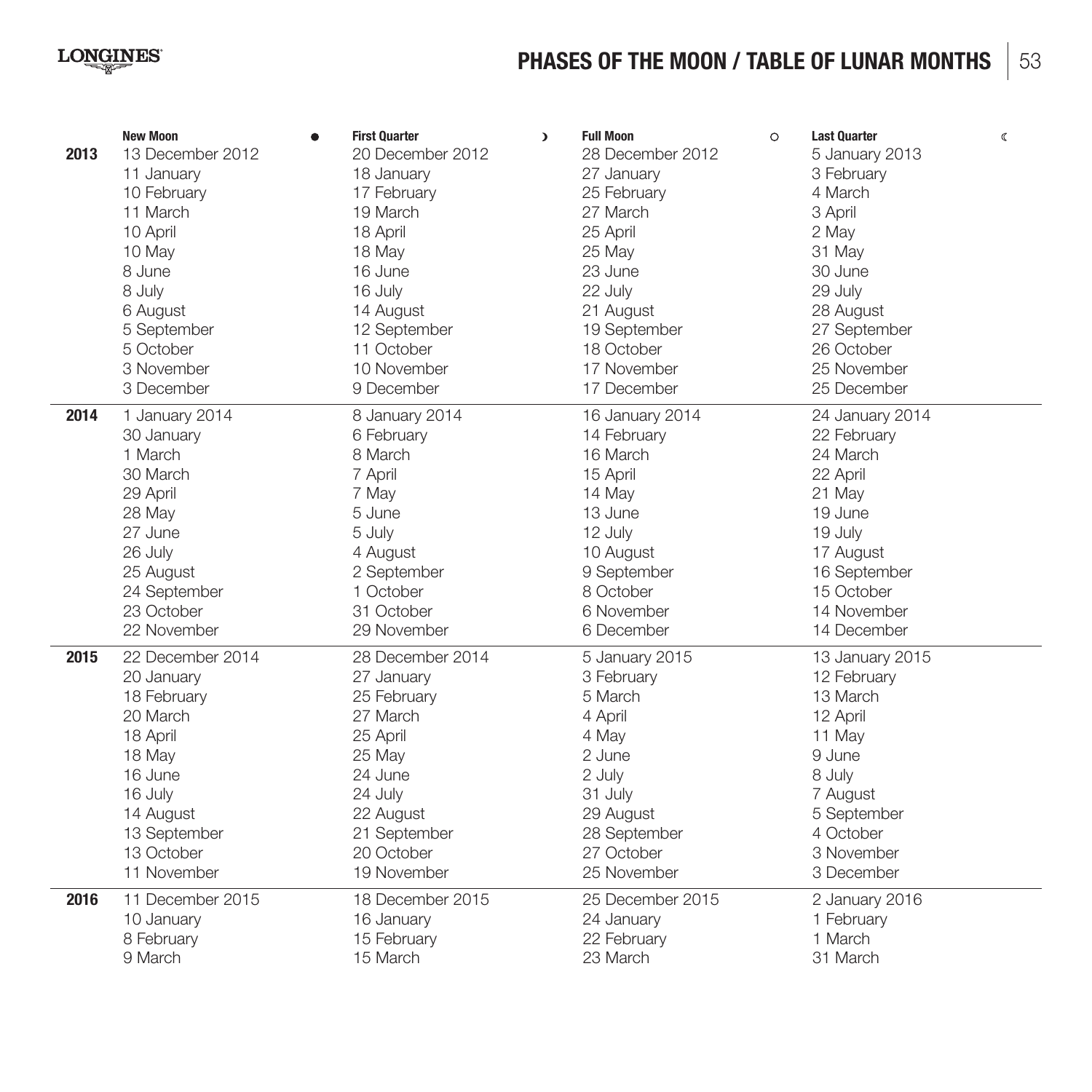# PHASES OF THE MOON / TABLE OF LUNAR MONTHS

| | New Moon ● | First Quarter ☽ | Full Moon ○ | Last Quarter ☾ |
|---|---|---|---|---|
| **2013** | 13 December 2012 | 20 December 2012 | 28 December 2012 | 5 January 2013 |
| | 11 January | 18 January | 27 January | 3 February |
| | 10 February | 17 February | 25 February | 4 March |
| | 11 March | 19 March | 27 March | 3 April |
| | 10 April | 18 April | 25 April | 2 May |
| | 10 May | 18 May | 25 May | 31 May |
| | 8 June | 16 June | 23 June | 30 June |
| | 8 July | 16 July | 22 July | 29 July |
| | 6 August | 14 August | 21 August | 28 August |
| | 5 September | 12 September | 19 September | 27 September |
| | 5 October | 11 October | 18 October | 26 October |
| | 3 November | 10 November | 17 November | 25 November |
| | 3 December | 9 December | 17 December | 25 December |
| **2014** | 1 January 2014 | 8 January 2014 | 16 January 2014 | 24 January 2014 |
| | 30 January | 6 February | 14 February | 22 February |
| | 1 March | 8 March | 16 March | 24 March |
| | 30 March | 7 April | 15 April | 22 April |
| | 29 April | 7 May | 14 May | 21 May |
| | 28 May | 5 June | 13 June | 19 June |
| | 27 June | 5 July | 12 July | 19 July |
| | 26 July | 4 August | 10 August | 17 August |
| | 25 August | 2 September | 9 September | 16 September |
| | 24 September | 1 October | 8 October | 15 October |
| | 23 October | 31 October | 6 November | 14 November |
| | 22 November | 29 November | 6 December | 14 December |
| **2015** | 22 December 2014 | 28 December 2014 | 5 January 2015 | 13 January 2015 |
| | 20 January | 27 January | 3 February | 12 February |
| | 18 February | 25 February | 5 March | 13 March |
| | 20 March | 27 March | 4 April | 12 April |
| | 18 April | 25 April | 4 May | 11 May |
| | 18 May | 25 May | 2 June | 9 June |
| | 16 June | 24 June | 2 July | 8 July |
| | 16 July | 24 July | 31 July | 7 August |
| | 14 August | 22 August | 29 August | 5 September |
| | 13 September | 21 September | 28 September | 4 October |
| | 13 October | 20 October | 27 October | 3 November |
| | 11 November | 19 November | 25 November | 3 December |
| **2016** | 11 December 2015 | 18 December 2015 | 25 December 2015 | 2 January 2016 |
| | 10 January | 16 January | 24 January | 1 February |
| | 8 February | 15 February | 22 February | 1 March |
| | 9 March | 15 March | 23 March | 31 March |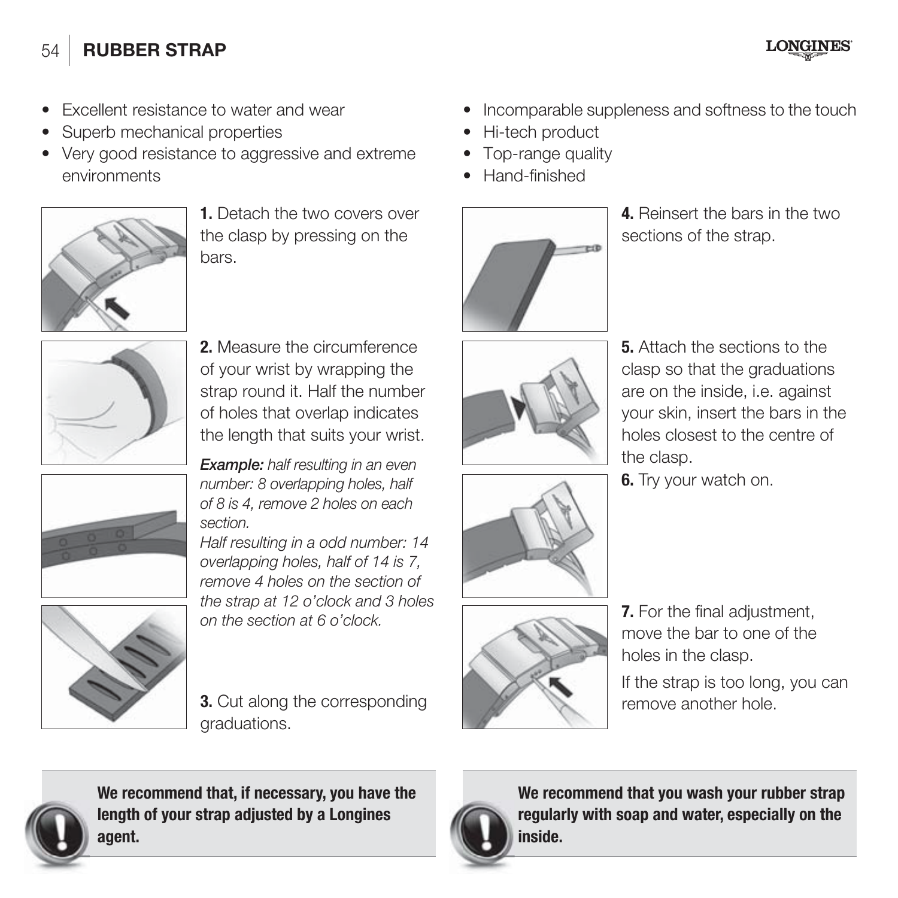# RUBBER STRAP

- Excellent resistance to water and wear
- Superb mechanical properties
- Very good resistance to aggressive and extreme environments
- Incomparable suppleness and softness to the touch
- Hi-tech product
- Top-range quality
- Hand-finished

**1.** Detach the two covers over the clasp by pressing on the bars.

**2.** Measure the circumference of your wrist by wrapping the strap round it. Half the number of holes that overlap indicates the length that suits your wrist.

***Example:*** *half resulting in an even number: 8 overlapping holes, half of 8 is 4, remove 2 holes on each section.*

*Half resulting in a odd number: 14 overlapping holes, half of 14 is 7, remove 4 holes on the section of the strap at 12 o'clock and 3 holes on the section at 6 o'clock.*

**3.** Cut along the corresponding graduations.

**4.** Reinsert the bars in the two sections of the strap.

**5.** Attach the sections to the clasp so that the graduations are on the inside, i.e. against your skin, insert the bars in the holes closest to the centre of the clasp.

**6.** Try your watch on.

**7.** For the final adjustment, move the bar to one of the holes in the clasp.

If the strap is too long, you can remove another hole.

**We recommend that, if necessary, you have the length of your strap adjusted by a Longines agent.**

**We recommend that you wash your rubber strap regularly with soap and water, especially on the inside.**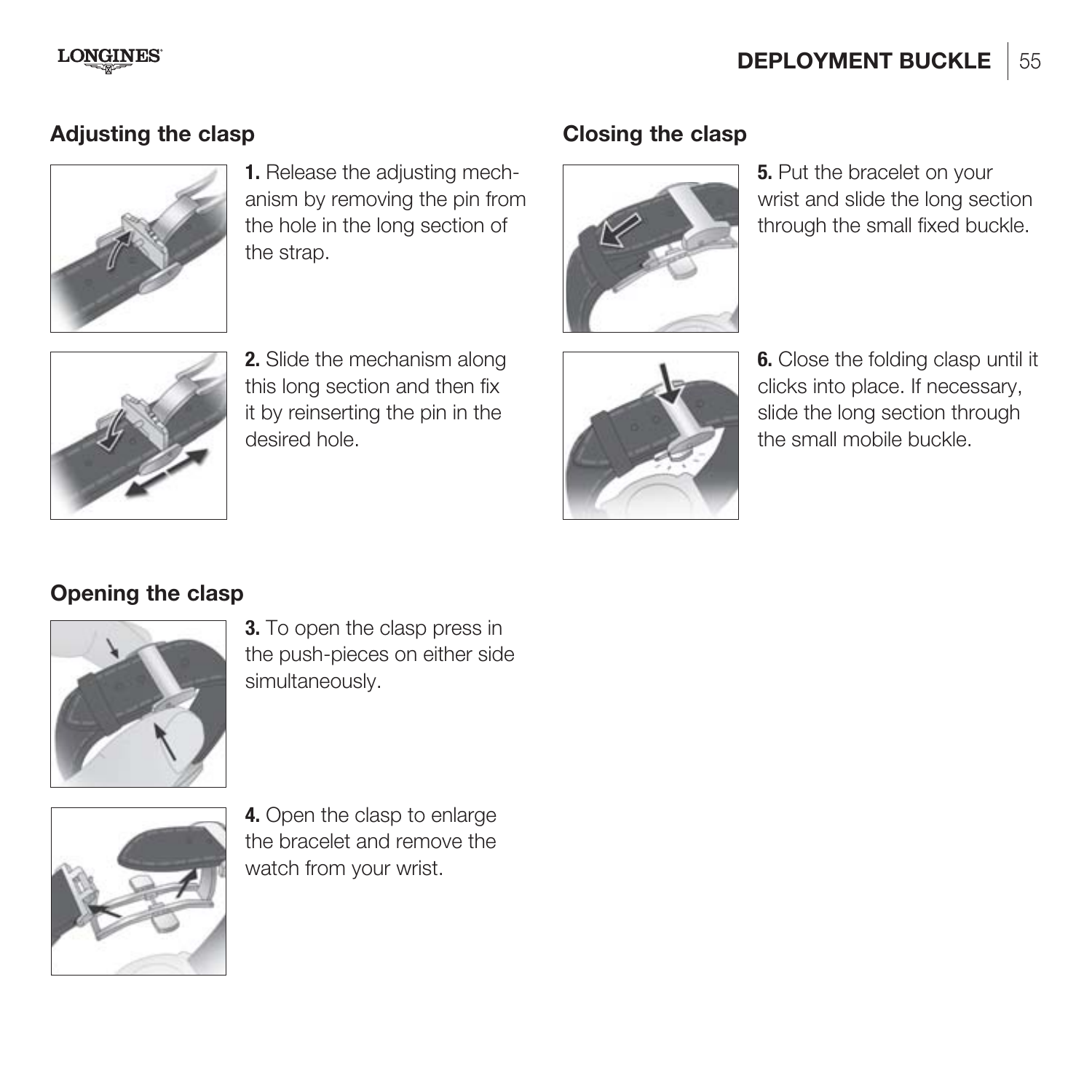## Adjusting the clasp

**1.** Release the adjusting mechanism by removing the pin from the hole in the long section of the strap.

**2.** Slide the mechanism along this long section and then fix it by reinserting the pin in the desired hole.

## Opening the clasp

**3.** To open the clasp press in the push-pieces on either side simultaneously.

**4.** Open the clasp to enlarge the bracelet and remove the watch from your wrist.

## Closing the clasp

**5.** Put the bracelet on your wrist and slide the long section through the small fixed buckle.

**6.** Close the folding clasp until it clicks into place. If necessary, slide the long section through the small mobile buckle.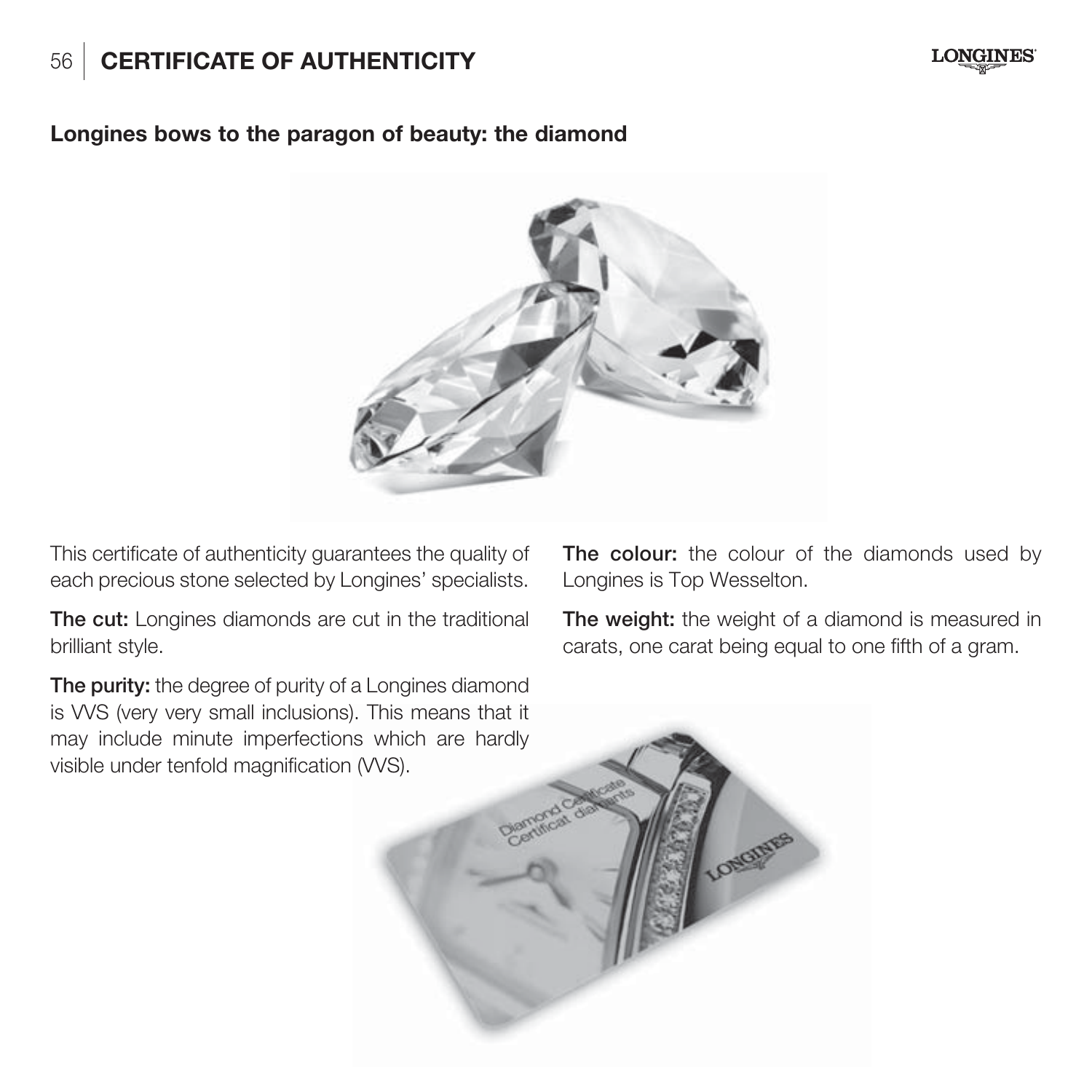# CERTIFICATE OF AUTHENTICITY

## Longines bows to the paragon of beauty: the diamond

This certificate of authenticity guarantees the quality of each precious stone selected by Longines' specialists.

**The cut:** Longines diamonds are cut in the traditional brilliant style.

**The purity:** the degree of purity of a Longines diamond is VVS (very very small inclusions). This means that it may include minute imperfections which are hardly visible under tenfold magnification (VVS).

**The colour:** the colour of the diamonds used by Longines is Top Wesselton.

**The weight:** the weight of a diamond is measured in carats, one carat being equal to one fifth of a gram.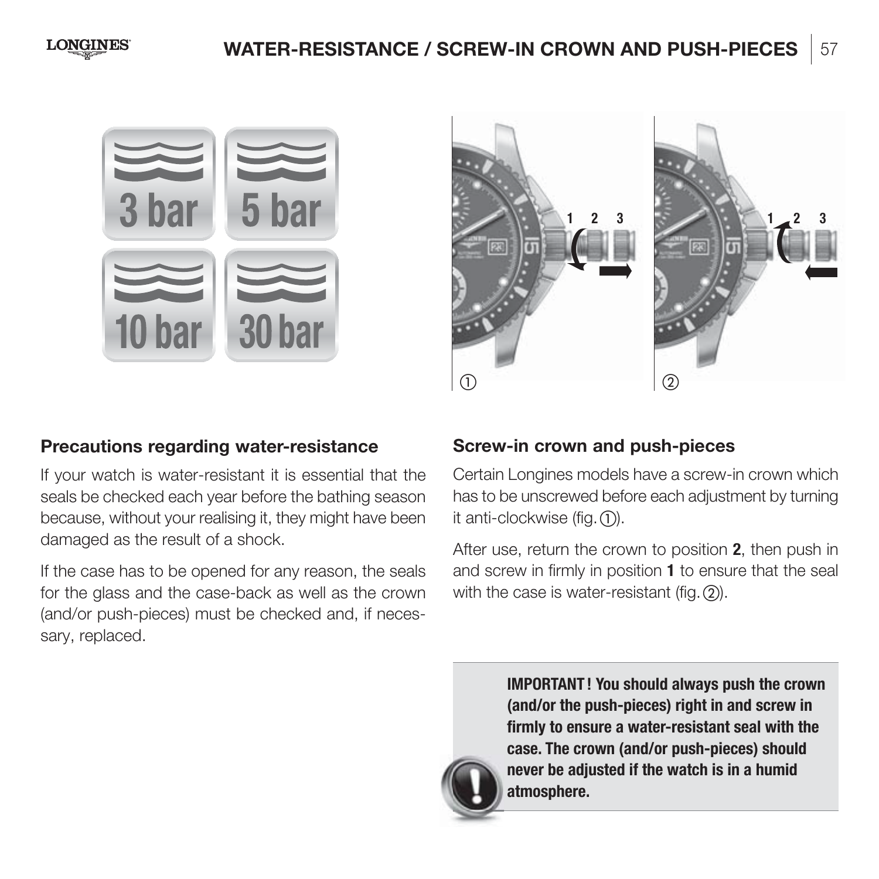## Precautions regarding water-resistance

If your watch is water-resistant it is essential that the seals be checked each year before the bathing season because, without your realising it, they might have been damaged as the result of a shock.

If the case has to be opened for any reason, the seals for the glass and the case-back as well as the crown (and/or push-pieces) must be checked and, if necessary, replaced.

## Screw-in crown and push-pieces

Certain Longines models have a screw-in crown which has to be unscrewed before each adjustment by turning it anti-clockwise (fig. ①).

After use, return the crown to position **2**, then push in and screw in firmly in position **1** to ensure that the seal with the case is water-resistant (fig. ②).

**IMPORTANT ! You should always push the crown (and/or the push-pieces) right in and screw in firmly to ensure a water-resistant seal with the case. The crown (and/or push-pieces) should never be adjusted if the watch is in a humid atmosphere.**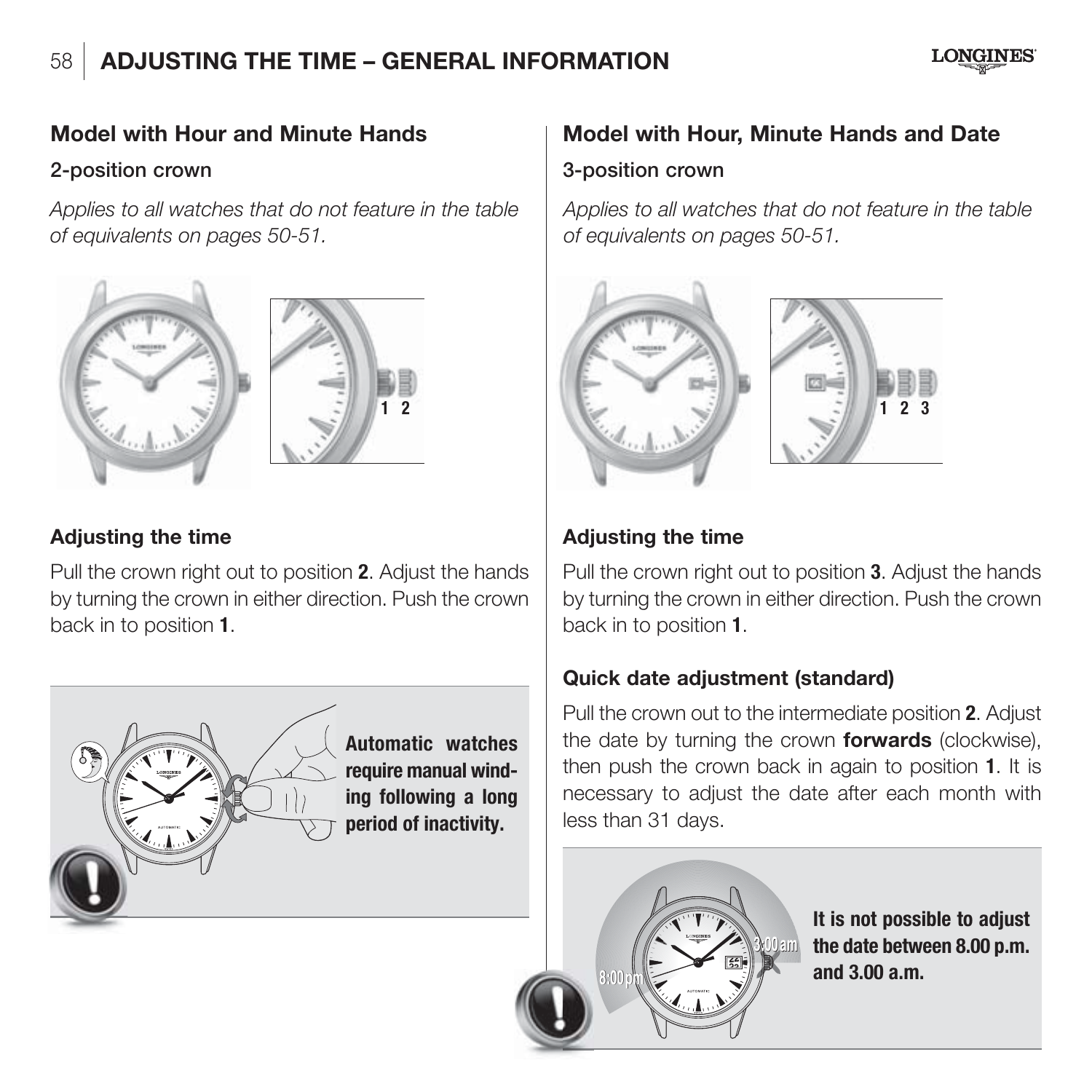# ADJUSTING THE TIME – GENERAL INFORMATION

## Model with Hour and Minute Hands

### 2-position crown

*Applies to all watches that do not feature in the table of equivalents on pages 50-51.*

### Adjusting the time

Pull the crown right out to position **2**. Adjust the hands by turning the crown in either direction. Push the crown back in to position **1**.

**Automatic watches require manual winding following a long period of inactivity.**

## Model with Hour, Minute Hands and Date

### 3-position crown

*Applies to all watches that do not feature in the table of equivalents on pages 50-51.*

### Adjusting the time

Pull the crown right out to position **3**. Adjust the hands by turning the crown in either direction. Push the crown back in to position **1**.

### Quick date adjustment (standard)

Pull the crown out to the intermediate position **2**. Adjust the date by turning the crown **forwards** (clockwise), then push the crown back in again to position **1**. It is necessary to adjust the date after each month with less than 31 days.

**It is not possible to adjust the date between 8.00 p.m. and 3.00 a.m.**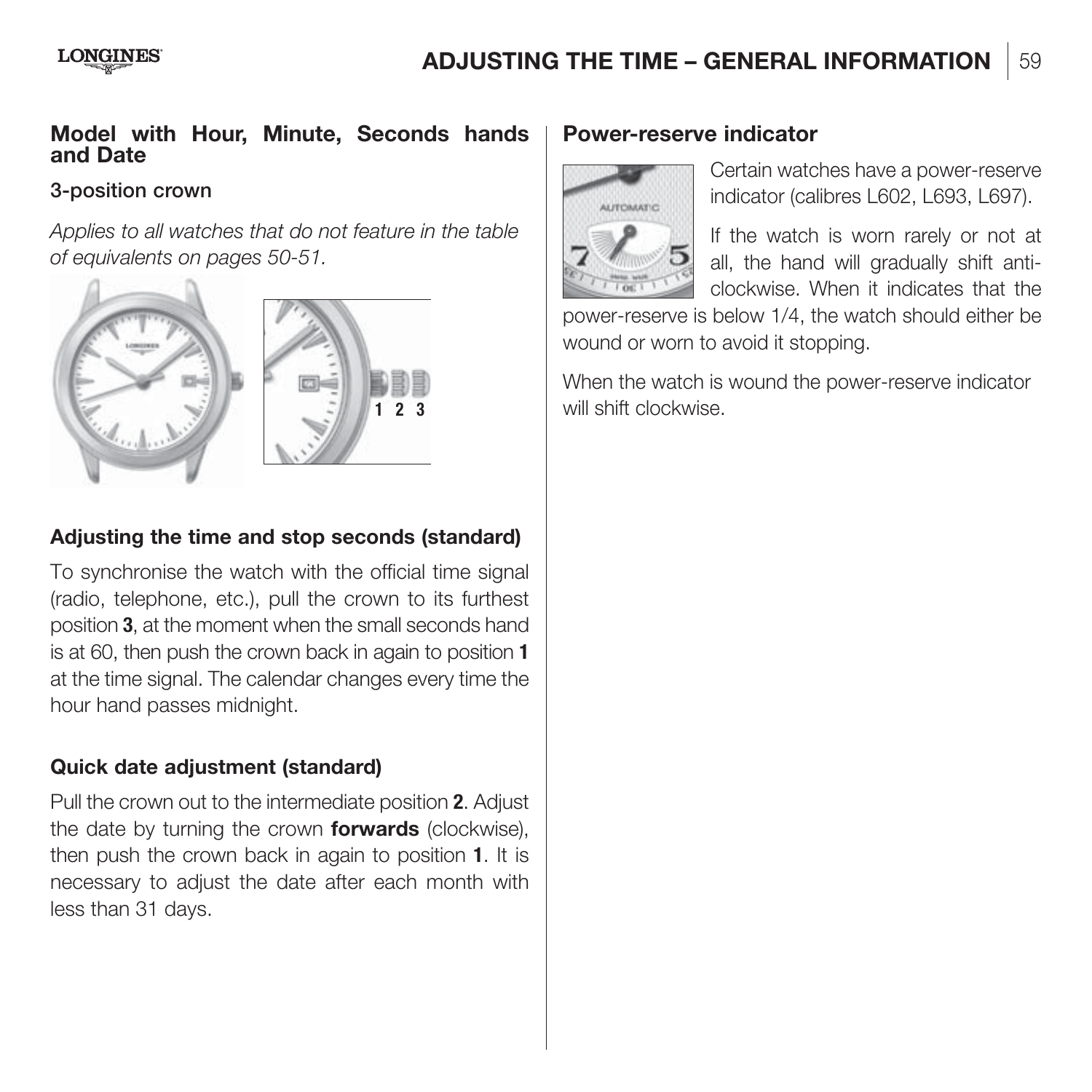## Model with Hour, Minute, Seconds hands and Date

### 3-position crown

*Applies to all watches that do not feature in the table of equivalents on pages 50-51.*

1 2 3

### Adjusting the time and stop seconds (standard)

To synchronise the watch with the official time signal (radio, telephone, etc.), pull the crown to its furthest position **3**, at the moment when the small seconds hand is at 60, then push the crown back in again to position **1** at the time signal. The calendar changes every time the hour hand passes midnight.

### Quick date adjustment (standard)

Pull the crown out to the intermediate position **2**. Adjust the date by turning the crown **forwards** (clockwise), then push the crown back in again to position **1**. It is necessary to adjust the date after each month with less than 31 days.

## Power-reserve indicator

Certain watches have a power-reserve indicator (calibres L602, L693, L697).

If the watch is worn rarely or not at all, the hand will gradually shift anti-clockwise. When it indicates that the power-reserve is below 1/4, the watch should either be wound or worn to avoid it stopping.

When the watch is wound the power-reserve indicator will shift clockwise.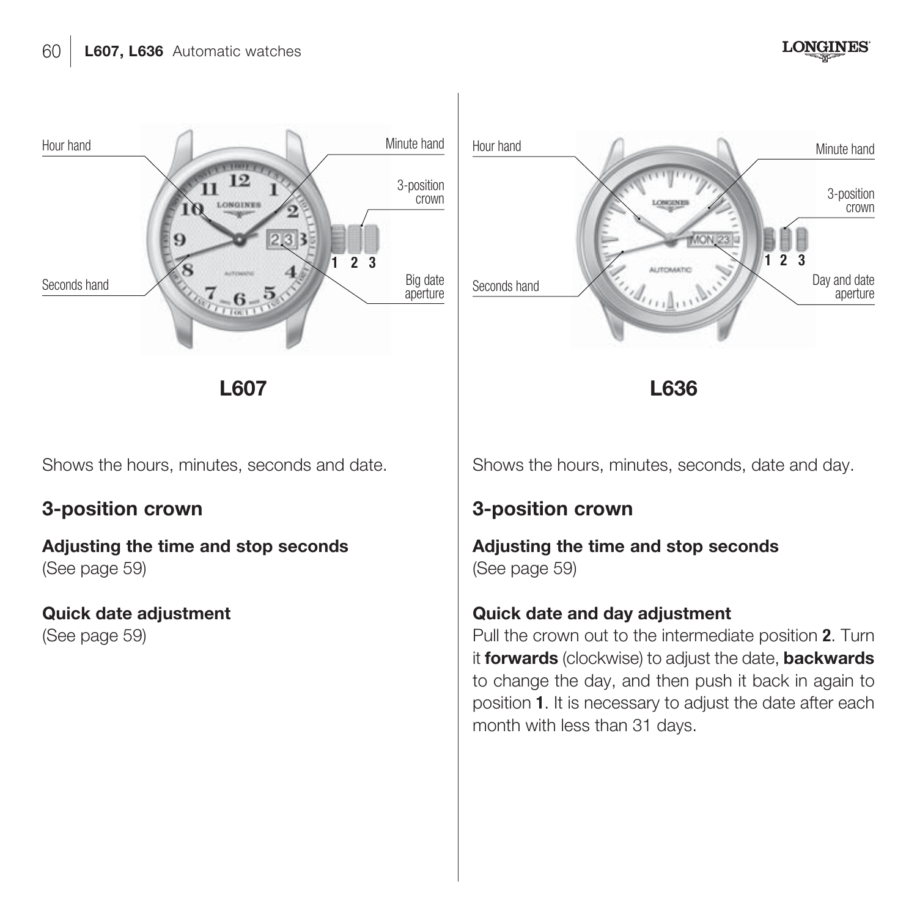## L607

Shows the hours, minutes, seconds and date.

### 3-position crown

**Adjusting the time and stop seconds**
(See page 59)

**Quick date adjustment**
(See page 59)

## L636

Shows the hours, minutes, seconds, date and day.

### 3-position crown

**Adjusting the time and stop seconds**
(See page 59)

**Quick date and day adjustment**
Pull the crown out to the intermediate position **2**. Turn it **forwards** (clockwise) to adjust the date, **backwards** to change the day, and then push it back in again to position **1**. It is necessary to adjust the date after each month with less than 31 days.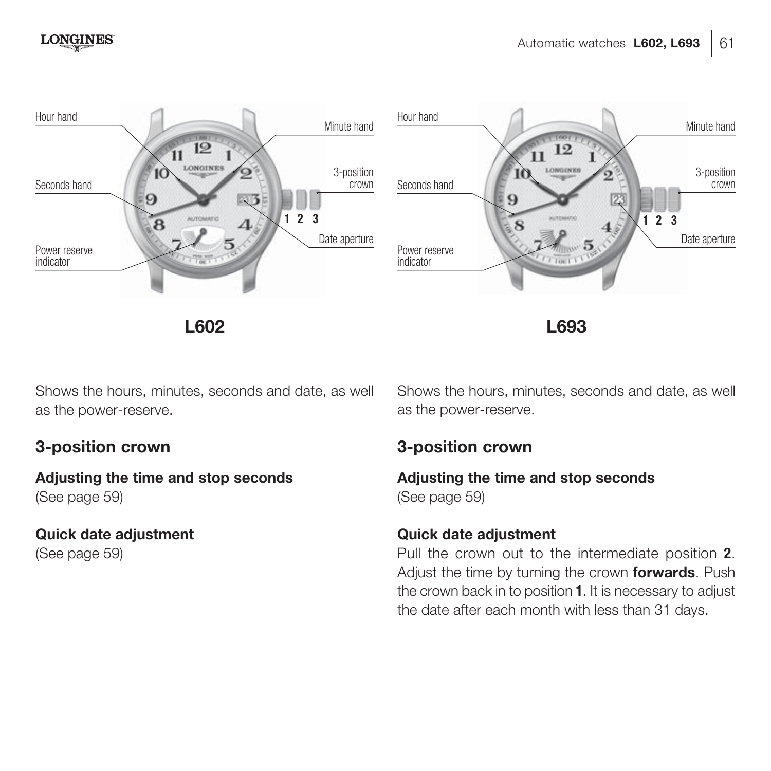## L602

Shows the hours, minutes, seconds and date, as well as the power-reserve.

### 3-position crown

**Adjusting the time and stop seconds**
(See page 59)

**Quick date adjustment**
(See page 59)

## L693

Shows the hours, minutes, seconds and date, as well as the power-reserve.

### 3-position crown

**Adjusting the time and stop seconds**
(See page 59)

**Quick date adjustment**
Pull the crown out to the intermediate position **2**. Adjust the time by turning the crown **forwards**. Push the crown back in to position **1**. It is necessary to adjust the date after each month with less than 31 days.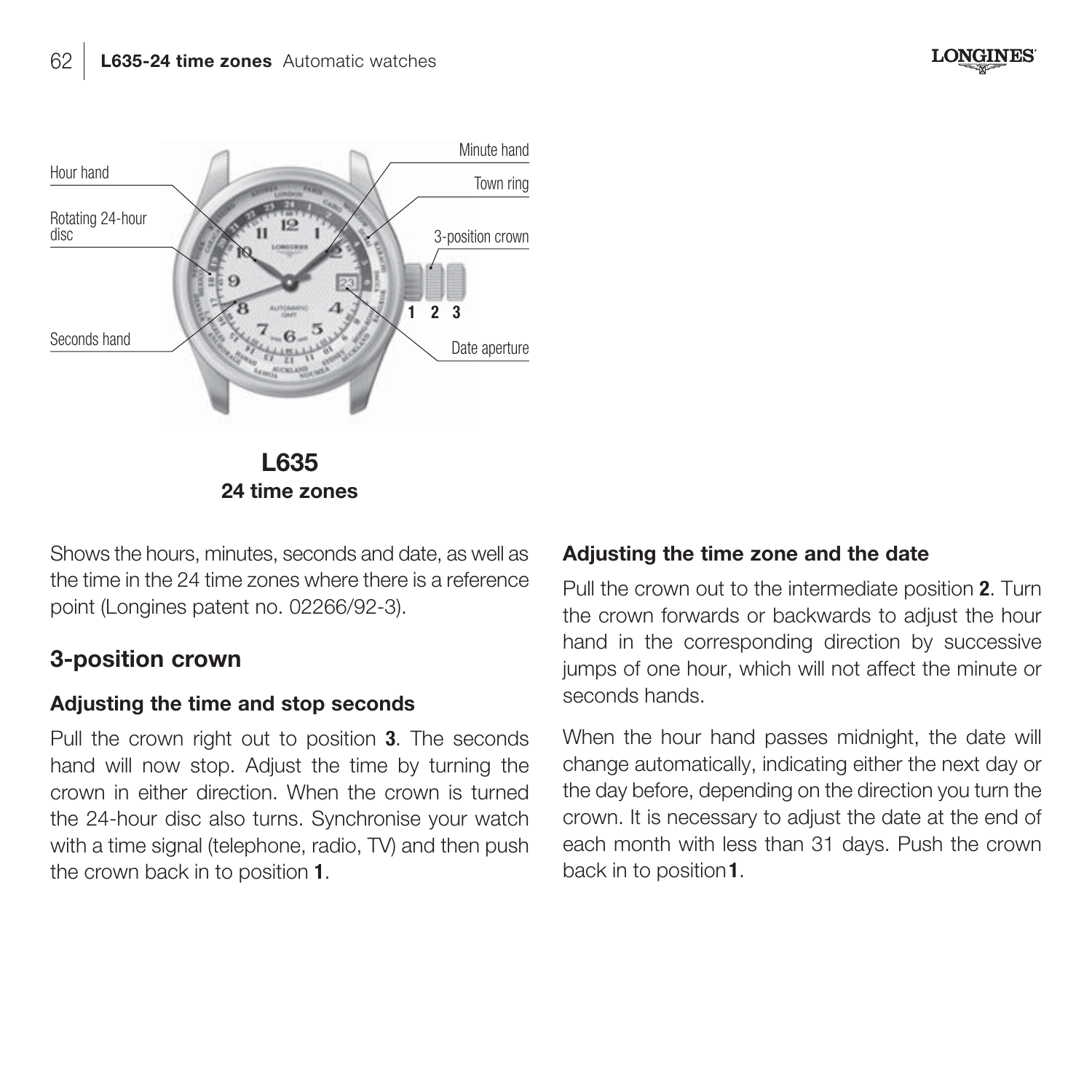Hour hand

Rotating 24-hour disc

Seconds hand

Minute hand

Town ring

3-position crown

1 2 3

Date aperture

**L635**
**24 time zones**

Shows the hours, minutes, seconds and date, as well as the time in the 24 time zones where there is a reference point (Longines patent no. 02266/92-3).

## 3-position crown

### Adjusting the time and stop seconds

Pull the crown right out to position **3**. The seconds hand will now stop. Adjust the time by turning the crown in either direction. When the crown is turned the 24-hour disc also turns. Synchronise your watch with a time signal (telephone, radio, TV) and then push the crown back in to position **1**.

### Adjusting the time zone and the date

Pull the crown out to the intermediate position **2**. Turn the crown forwards or backwards to adjust the hour hand in the corresponding direction by successive jumps of one hour, which will not affect the minute or seconds hands.

When the hour hand passes midnight, the date will change automatically, indicating either the next day or the day before, depending on the direction you turn the crown. It is necessary to adjust the date at the end of each month with less than 31 days. Push the crown back in to position **1**.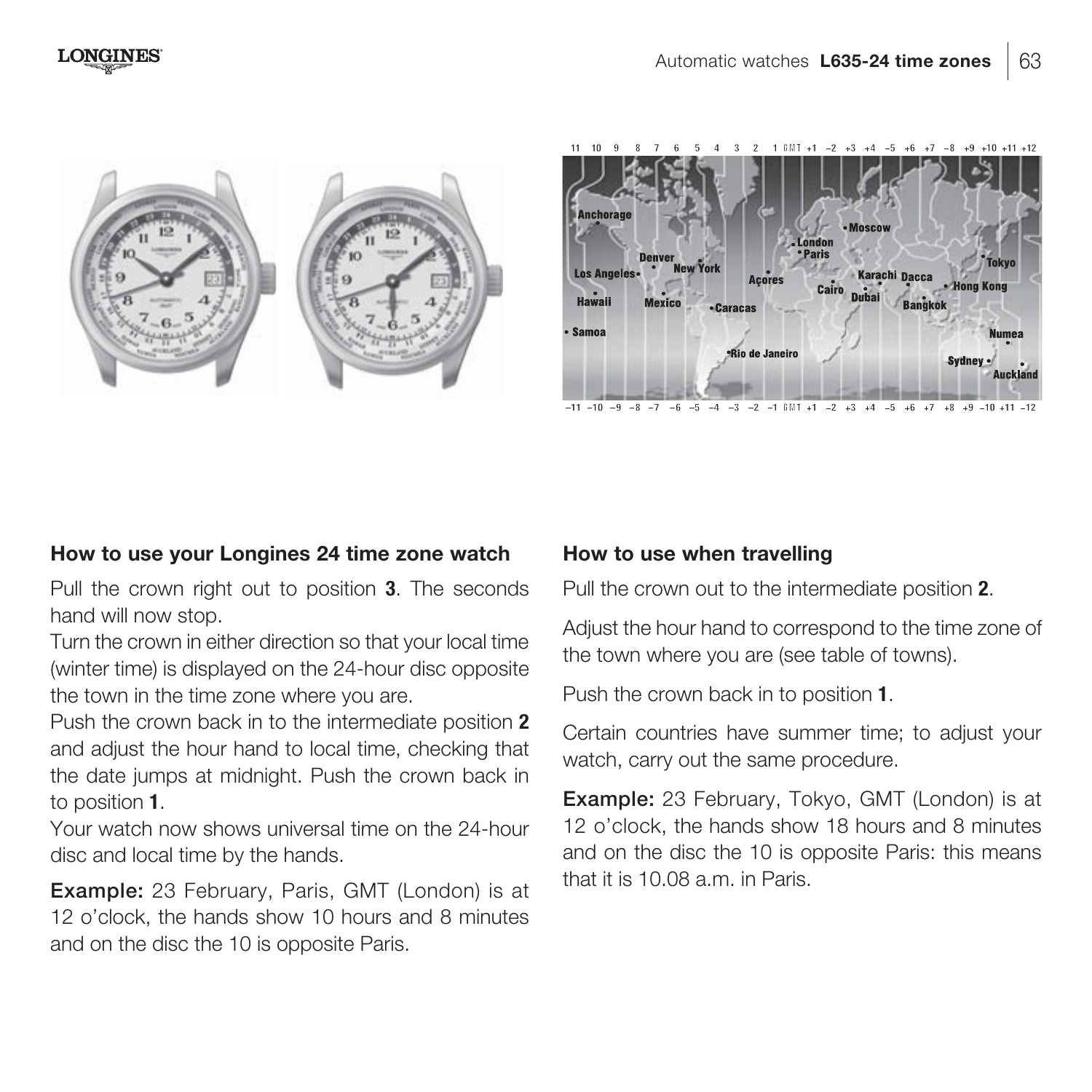## How to use your Longines 24 time zone watch

Pull the crown right out to position **3**. The seconds hand will now stop.

Turn the crown in either direction so that your local time (winter time) is displayed on the 24-hour disc opposite the town in the time zone where you are.

Push the crown back in to the intermediate position **2** and adjust the hour hand to local time, checking that the date jumps at midnight. Push the crown back in to position **1**.

Your watch now shows universal time on the 24-hour disc and local time by the hands.

**Example:** 23 February, Paris, GMT (London) is at 12 o'clock, the hands show 10 hours and 8 minutes and on the disc the 10 is opposite Paris.

## How to use when travelling

Pull the crown out to the intermediate position **2**.

Adjust the hour hand to correspond to the time zone of the town where you are (see table of towns).

Push the crown back in to position **1**.

Certain countries have summer time; to adjust your watch, carry out the same procedure.

**Example:** 23 February, Tokyo, GMT (London) is at 12 o'clock, the hands show 18 hours and 8 minutes and on the disc the 10 is opposite Paris: this means that it is 10.08 a.m. in Paris.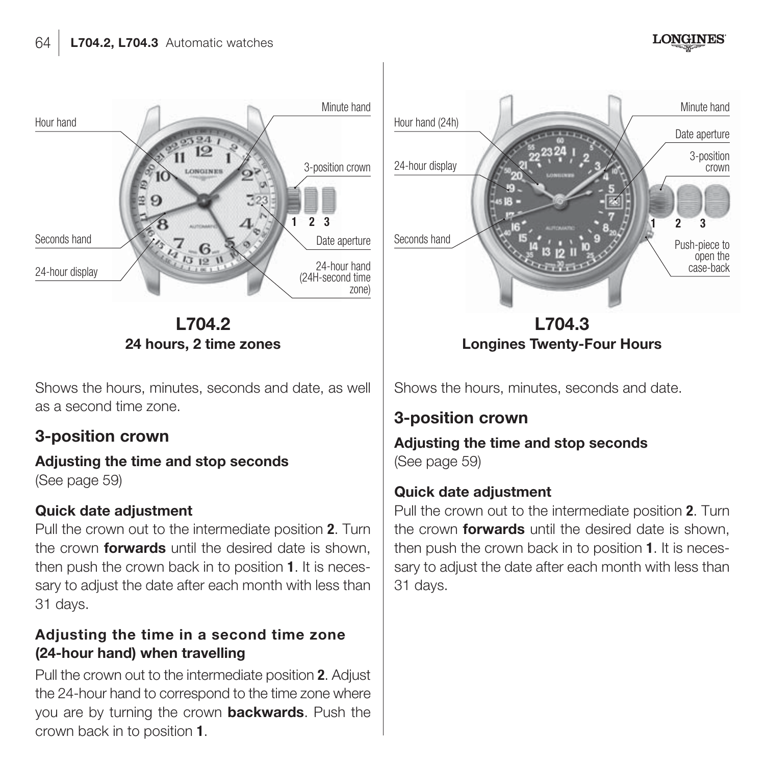Hour hand

Minute hand

3-position crown

1 2 3

Seconds hand

Date aperture

24-hour display

24-hour hand (24H-second time zone)

**L704.2**
**24 hours, 2 time zones**

Shows the hours, minutes, seconds and date, as well as a second time zone.

## 3-position crown

### Adjusting the time and stop seconds

(See page 59)

### Quick date adjustment

Pull the crown out to the intermediate position **2**. Turn the crown **forwards** until the desired date is shown, then push the crown back in to position **1**. It is necessary to adjust the date after each month with less than 31 days.

### Adjusting the time in a second time zone (24-hour hand) when travelling

Pull the crown out to the intermediate position **2**. Adjust the 24-hour hand to correspond to the time zone where you are by turning the crown **backwards**. Push the crown back in to position **1**.

Hour hand (24h)

Minute hand

Date aperture

3-position crown

24-hour display

1 2 3

Seconds hand

Push-piece to open the case-back

**L704.3**
**Longines Twenty-Four Hours**

Shows the hours, minutes, seconds and date.

## 3-position crown

### Adjusting the time and stop seconds

(See page 59)

### Quick date adjustment

Pull the crown out to the intermediate position **2**. Turn the crown **forwards** until the desired date is shown, then push the crown back in to position **1**. It is necessary to adjust the date after each month with less than 31 days.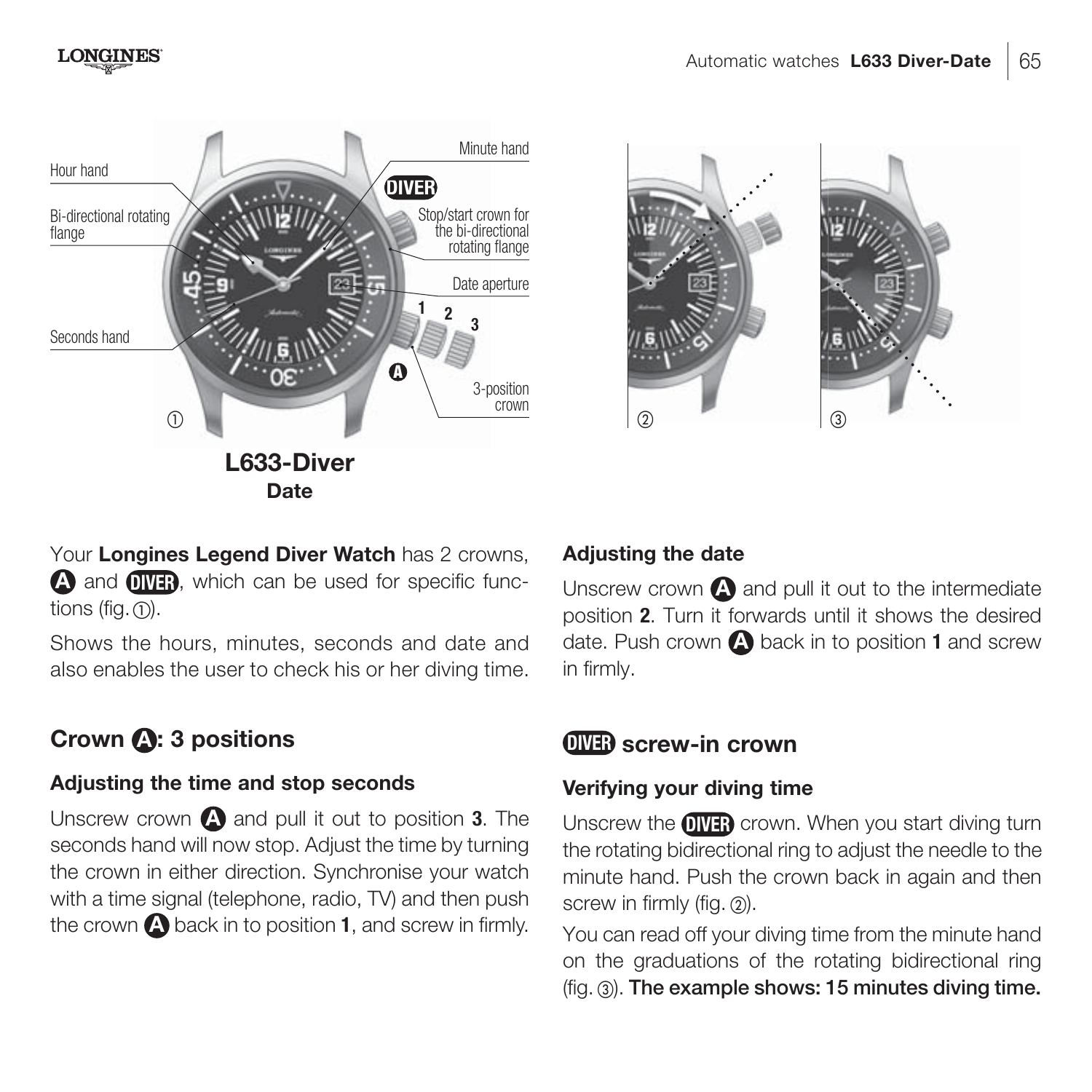**L633-Diver**
**Date**

Your **Longines Legend Diver Watch** has 2 crowns, **A** and **DIVER**, which can be used for specific functions (fig. ①).

Shows the hours, minutes, seconds and date and also enables the user to check his or her diving time.

## Crown A: 3 positions

### Adjusting the time and stop seconds

Unscrew crown **A** and pull it out to position **3**. The seconds hand will now stop. Adjust the time by turning the crown in either direction. Synchronise your watch with a time signal (telephone, radio, TV) and then push the crown **A** back in to position **1**, and screw in firmly.

### Adjusting the date

Unscrew crown **A** and pull it out to the intermediate position **2**. Turn it forwards until it shows the desired date. Push crown **A** back in to position **1** and screw in firmly.

## DIVER screw-in crown

### Verifying your diving time

Unscrew the **DIVER** crown. When you start diving turn the rotating bidirectional ring to adjust the needle to the minute hand. Push the crown back in again and then screw in firmly (fig. ②).

You can read off your diving time from the minute hand on the graduations of the rotating bidirectional ring (fig. ③). **The example shows: 15 minutes diving time.**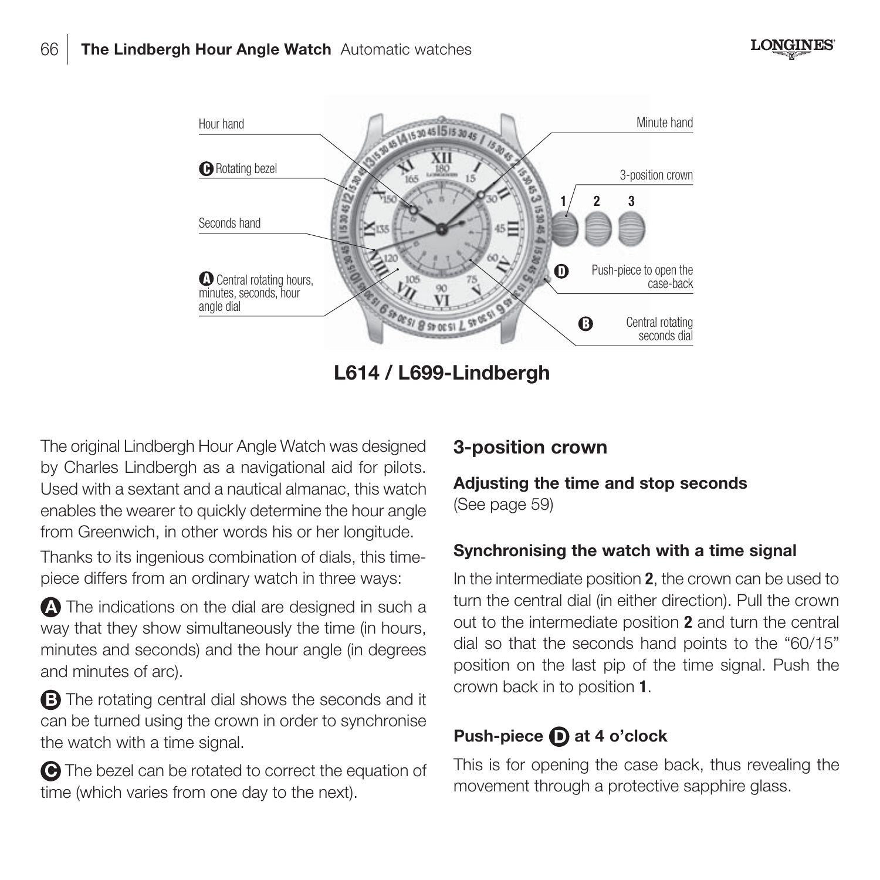Hour hand

C Rotating bezel

Seconds hand

A Central rotating hours, minutes, seconds, hour angle dial

Minute hand

3-position crown

1 2 3

D Push-piece to open the case-back

B Central rotating seconds dial

**L614 / L699-Lindbergh**

The original Lindbergh Hour Angle Watch was designed by Charles Lindbergh as a navigational aid for pilots. Used with a sextant and a nautical almanac, this watch enables the wearer to quickly determine the hour angle from Greenwich, in other words his or her longitude.

Thanks to its ingenious combination of dials, this timepiece differs from an ordinary watch in three ways:

**A** The indications on the dial are designed in such a way that they show simultaneously the time (in hours, minutes and seconds) and the hour angle (in degrees and minutes of arc).

**B** The rotating central dial shows the seconds and it can be turned using the crown in order to synchronise the watch with a time signal.

**C** The bezel can be rotated to correct the equation of time (which varies from one day to the next).

## 3-position crown

**Adjusting the time and stop seconds**
(See page 59)

**Synchronising the watch with a time signal**

In the intermediate position **2**, the crown can be used to turn the central dial (in either direction). Pull the crown out to the intermediate position **2** and turn the central dial so that the seconds hand points to the "60/15" position on the last pip of the time signal. Push the crown back in to position **1**.

**Push-piece D at 4 o'clock**

This is for opening the case back, thus revealing the movement through a protective sapphire glass.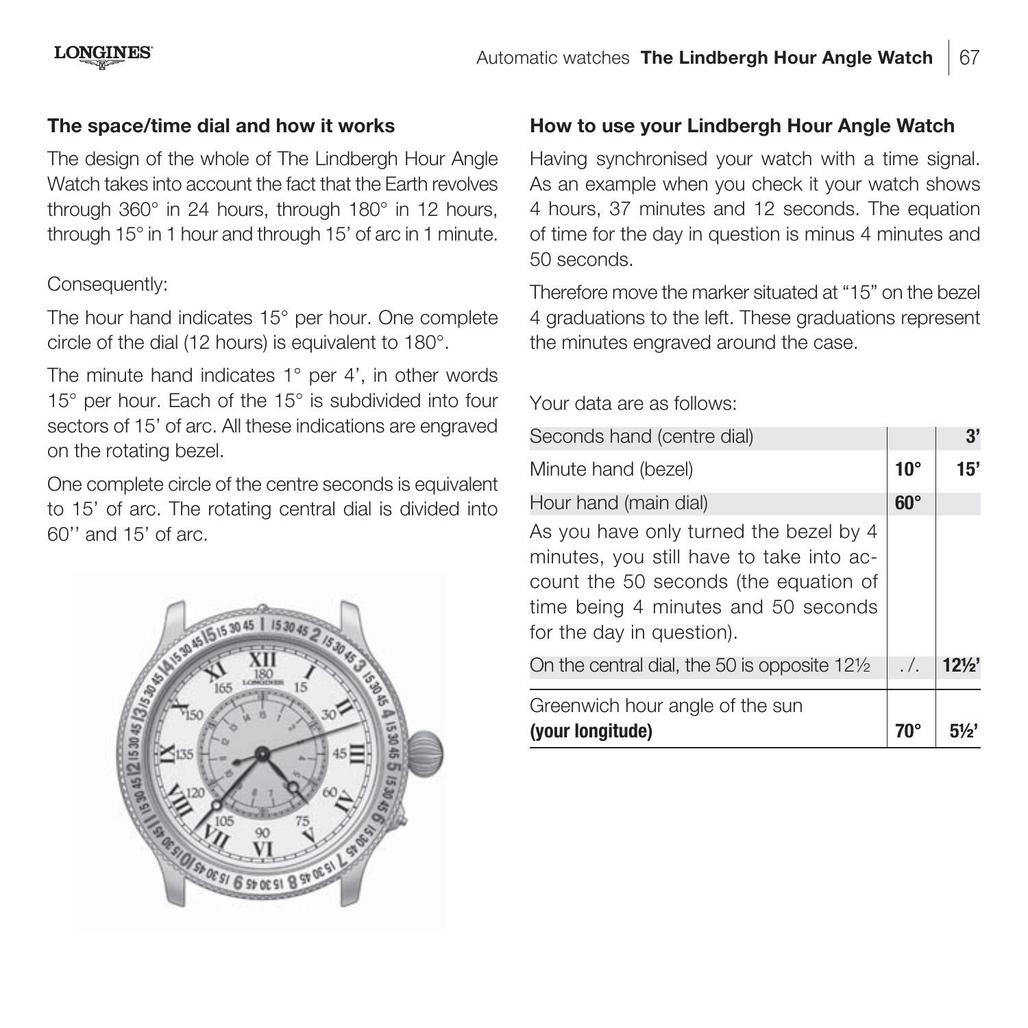## The space/time dial and how it works

The design of the whole of The Lindbergh Hour Angle Watch takes into account the fact that the Earth revolves through 360° in 24 hours, through 180° in 12 hours, through 15° in 1 hour and through 15' of arc in 1 minute.

Consequently:

The hour hand indicates 15° per hour. One complete circle of the dial (12 hours) is equivalent to 180°.

The minute hand indicates 1° per 4', in other words 15° per hour. Each of the 15° is subdivided into four sectors of 15' of arc. All these indications are engraved on the rotating bezel.

One complete circle of the centre seconds is equivalent to 15' of arc. The rotating central dial is divided into 60'' and 15' of arc.

## How to use your Lindbergh Hour Angle Watch

Having synchronised your watch with a time signal. As an example when you check it your watch shows 4 hours, 37 minutes and 12 seconds. The equation of time for the day in question is minus 4 minutes and 50 seconds.

Therefore move the marker situated at "15" on the bezel 4 graduations to the left. These graduations represent the minutes engraved around the case.

Your data are as follows:

| | | |
|---|---|---|
| Seconds hand (centre dial) | | **3'** |
| Minute hand (bezel) | **10°** | **15'** |
| Hour hand (main dial) | **60°** | |
| As you have only turned the bezel by 4 minutes, you still have to take into account the 50 seconds (the equation of time being 4 minutes and 50 seconds for the day in question). | | |
| On the central dial, the 50 is opposite 12½ | ./. | **12½'** |
| Greenwich hour angle of the sun **(your longitude)** | **70°** | **5½'** |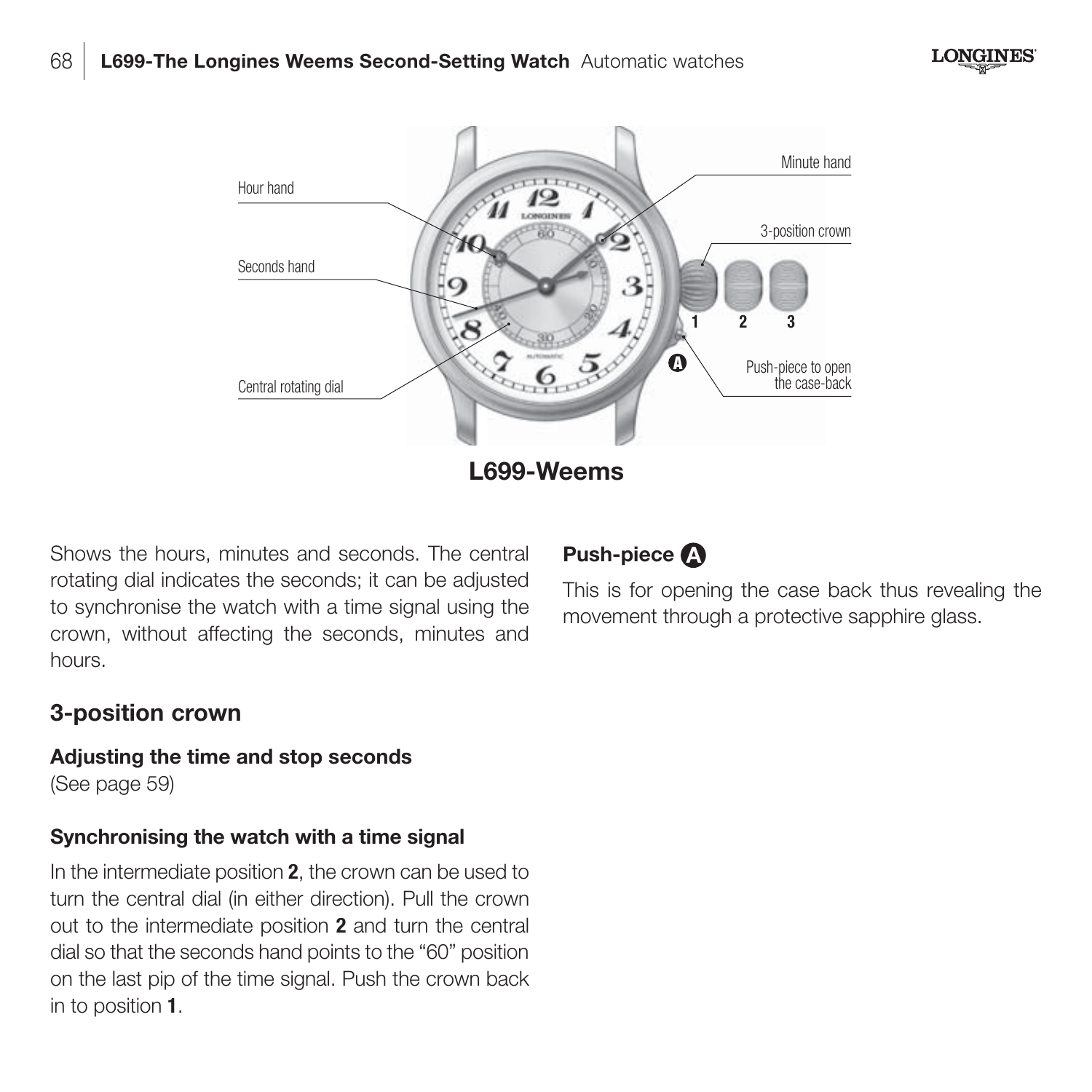Hour hand

Seconds hand

Central rotating dial

Minute hand

3-position crown

1 2 3

Push-piece to open the case-back

**L699-Weems**

Shows the hours, minutes and seconds. The central rotating dial indicates the seconds; it can be adjusted to synchronise the watch with a time signal using the crown, without affecting the seconds, minutes and hours.

## 3-position crown

### Adjusting the time and stop seconds

(See page 59)

### Synchronising the watch with a time signal

In the intermediate position **2**, the crown can be used to turn the central dial (in either direction). Pull the crown out to the intermediate position **2** and turn the central dial so that the seconds hand points to the "60" position on the last pip of the time signal. Push the crown back in to position **1**.

## Push-piece A

This is for opening the case back thus revealing the movement through a protective sapphire glass.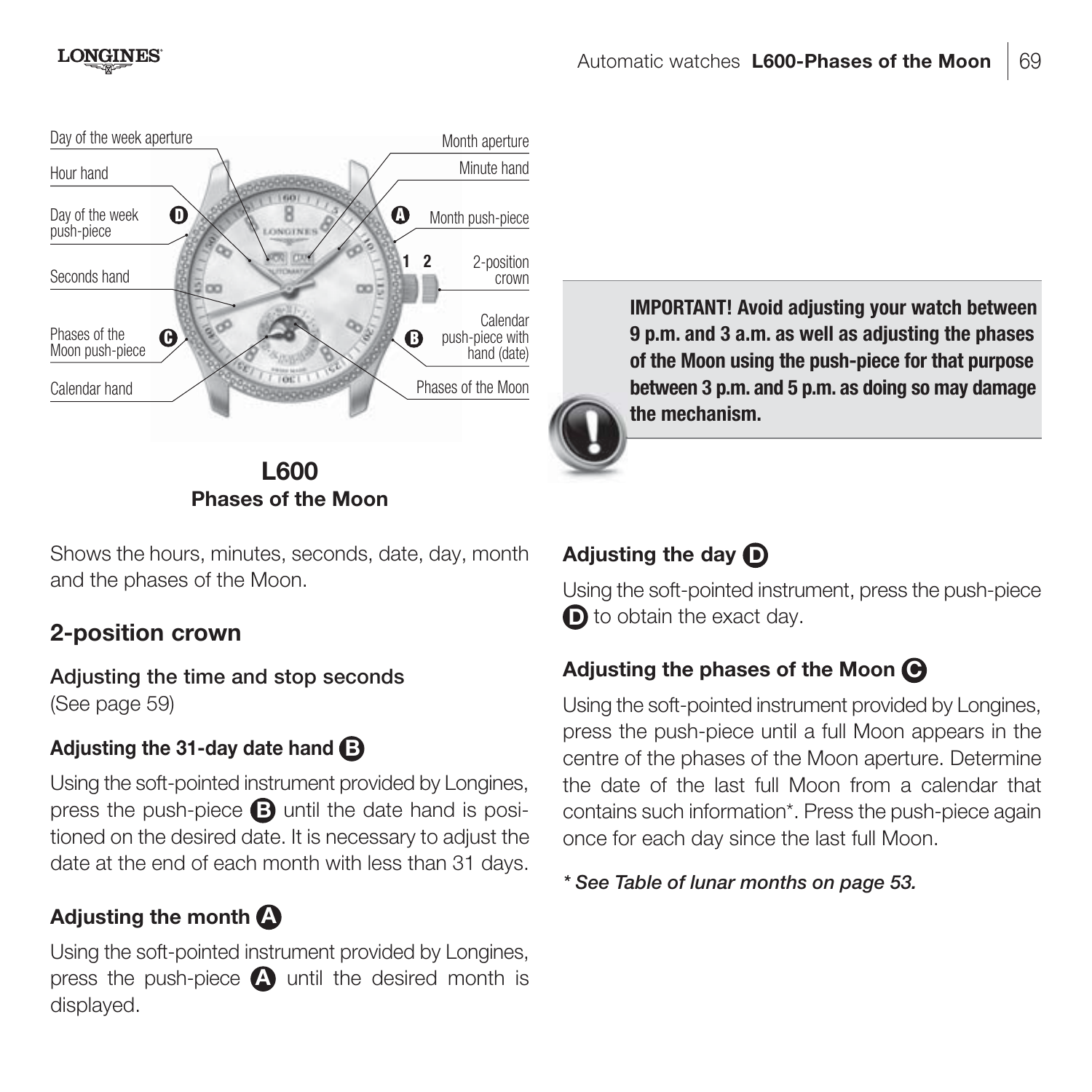Day of the week aperture
Hour hand
Day of the week push-piece **D**
Seconds hand
Phases of the Moon push-piece **C**
Calendar hand
Month aperture
Minute hand
**A** Month push-piece
**1 2** 2-position crown
**B** Calendar push-piece with hand (date)
Phases of the Moon

**L600**
**Phases of the Moon**

**IMPORTANT! Avoid adjusting your watch between 9 p.m. and 3 a.m. as well as adjusting the phases of the Moon using the push-piece for that purpose between 3 p.m. and 5 p.m. as doing so may damage the mechanism.**

Shows the hours, minutes, seconds, date, day, month and the phases of the Moon.

## 2-position crown

### Adjusting the time and stop seconds

(See page 59)

### Adjusting the 31-day date hand B

Using the soft-pointed instrument provided by Longines, press the push-piece **B** until the date hand is positioned on the desired date. It is necessary to adjust the date at the end of each month with less than 31 days.

### Adjusting the month A

Using the soft-pointed instrument provided by Longines, press the push-piece **A** until the desired month is displayed.

### Adjusting the day D

Using the soft-pointed instrument, press the push-piece **D** to obtain the exact day.

### Adjusting the phases of the Moon C

Using the soft-pointed instrument provided by Longines, press the push-piece until a full Moon appears in the centre of the phases of the Moon aperture. Determine the date of the last full Moon from a calendar that contains such information*. Press the push-piece again once for each day since the last full Moon.

*\* See Table of lunar months on page 53.*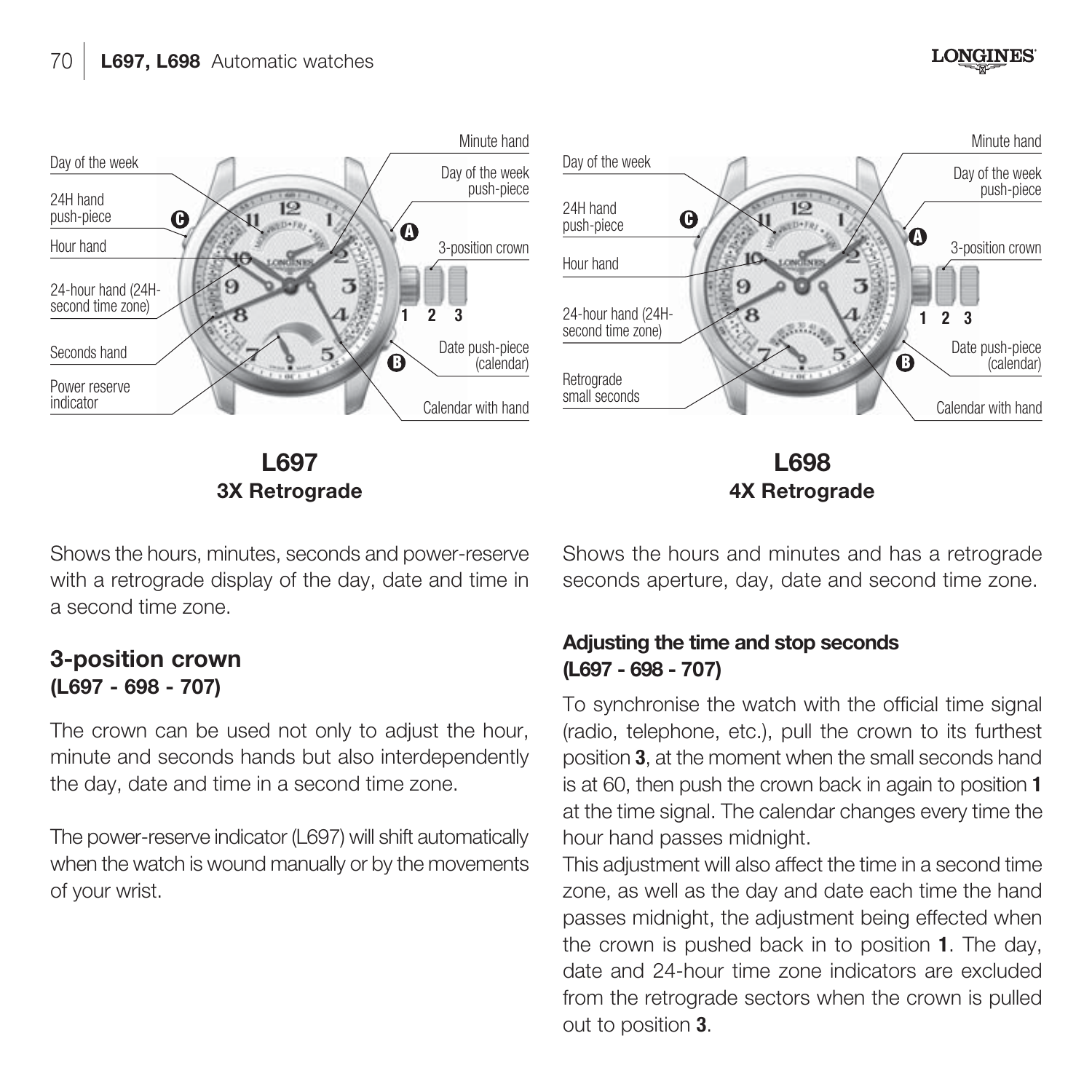**L697**
**3X Retrograde**

**L698**
**4X Retrograde**

Shows the hours, minutes, seconds and power-reserve with a retrograde display of the day, date and time in a second time zone.

Shows the hours and minutes and has a retrograde seconds aperture, day, date and second time zone.

## 3-position crown
**(L697 - 698 - 707)**

The crown can be used not only to adjust the hour, minute and seconds hands but also interdependently the day, date and time in a second time zone.

The power-reserve indicator (L697) will shift automatically when the watch is wound manually or by the movements of your wrist.

**Adjusting the time and stop seconds (L697 - 698 - 707)**

To synchronise the watch with the official time signal (radio, telephone, etc.), pull the crown to its furthest position **3**, at the moment when the small seconds hand is at 60, then push the crown back in again to position **1** at the time signal. The calendar changes every time the hour hand passes midnight.

This adjustment will also affect the time in a second time zone, as well as the day and date each time the hand passes midnight, the adjustment being effected when the crown is pushed back in to position **1**. The day, date and 24-hour time zone indicators are excluded from the retrograde sectors when the crown is pulled out to position **3**.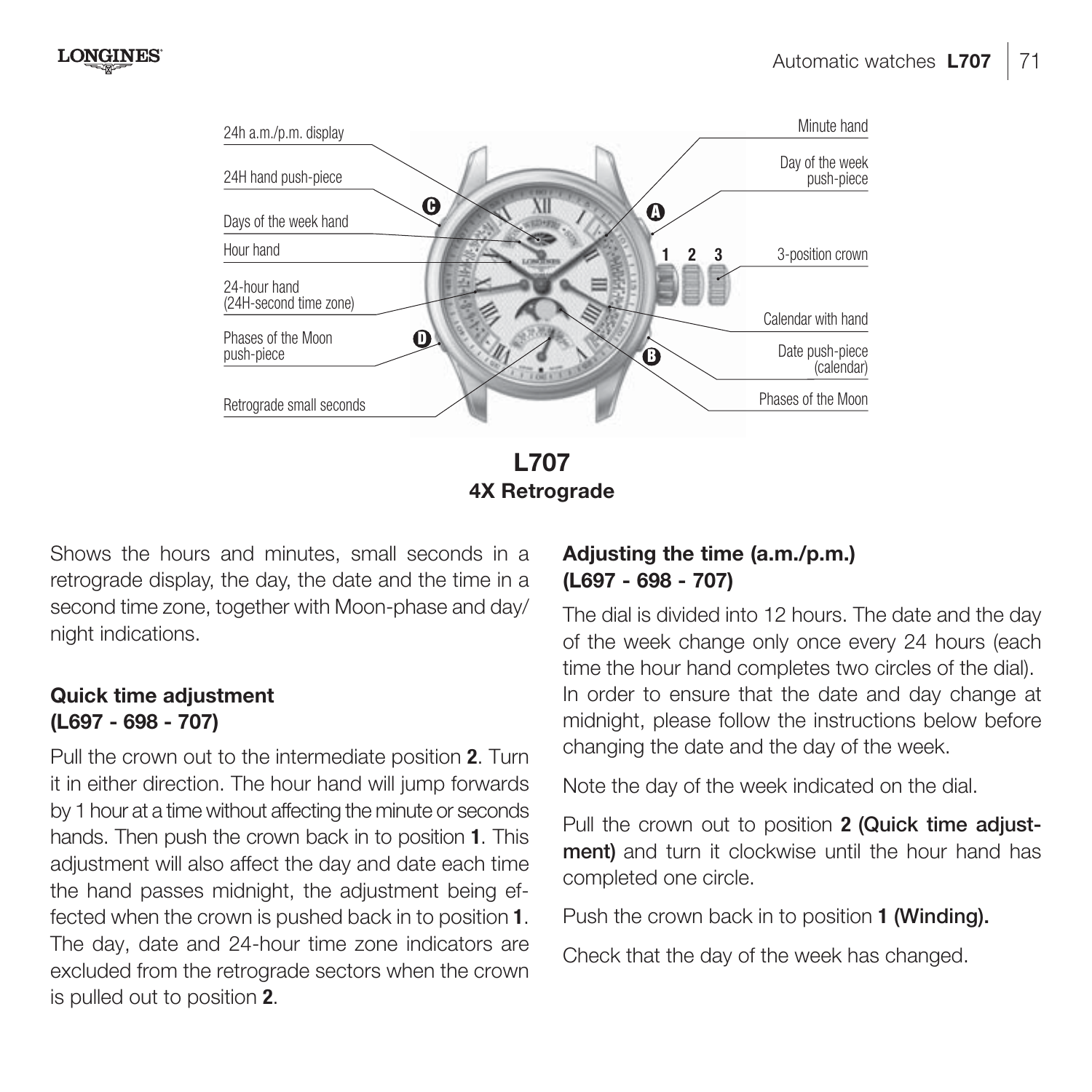**L707**
**4X Retrograde**

Shows the hours and minutes, small seconds in a retrograde display, the day, the date and the time in a second time zone, together with Moon-phase and day/night indications.

### Quick time adjustment (L697 - 698 - 707)

Pull the crown out to the intermediate position **2**. Turn it in either direction. The hour hand will jump forwards by 1 hour at a time without affecting the minute or seconds hands. Then push the crown back in to position **1**. This adjustment will also affect the day and date each time the hand passes midnight, the adjustment being effected when the crown is pushed back in to position **1**. The day, date and 24-hour time zone indicators are excluded from the retrograde sectors when the crown is pulled out to position **2**.

### Adjusting the time (a.m./p.m.) (L697 - 698 - 707)

The dial is divided into 12 hours. The date and the day of the week change only once every 24 hours (each time the hour hand completes two circles of the dial). In order to ensure that the date and day change at midnight, please follow the instructions below before changing the date and the day of the week.

Note the day of the week indicated on the dial.

Pull the crown out to position **2 (Quick time adjustment)** and turn it clockwise until the hour hand has completed one circle.

Push the crown back in to position **1 (Winding).**

Check that the day of the week has changed.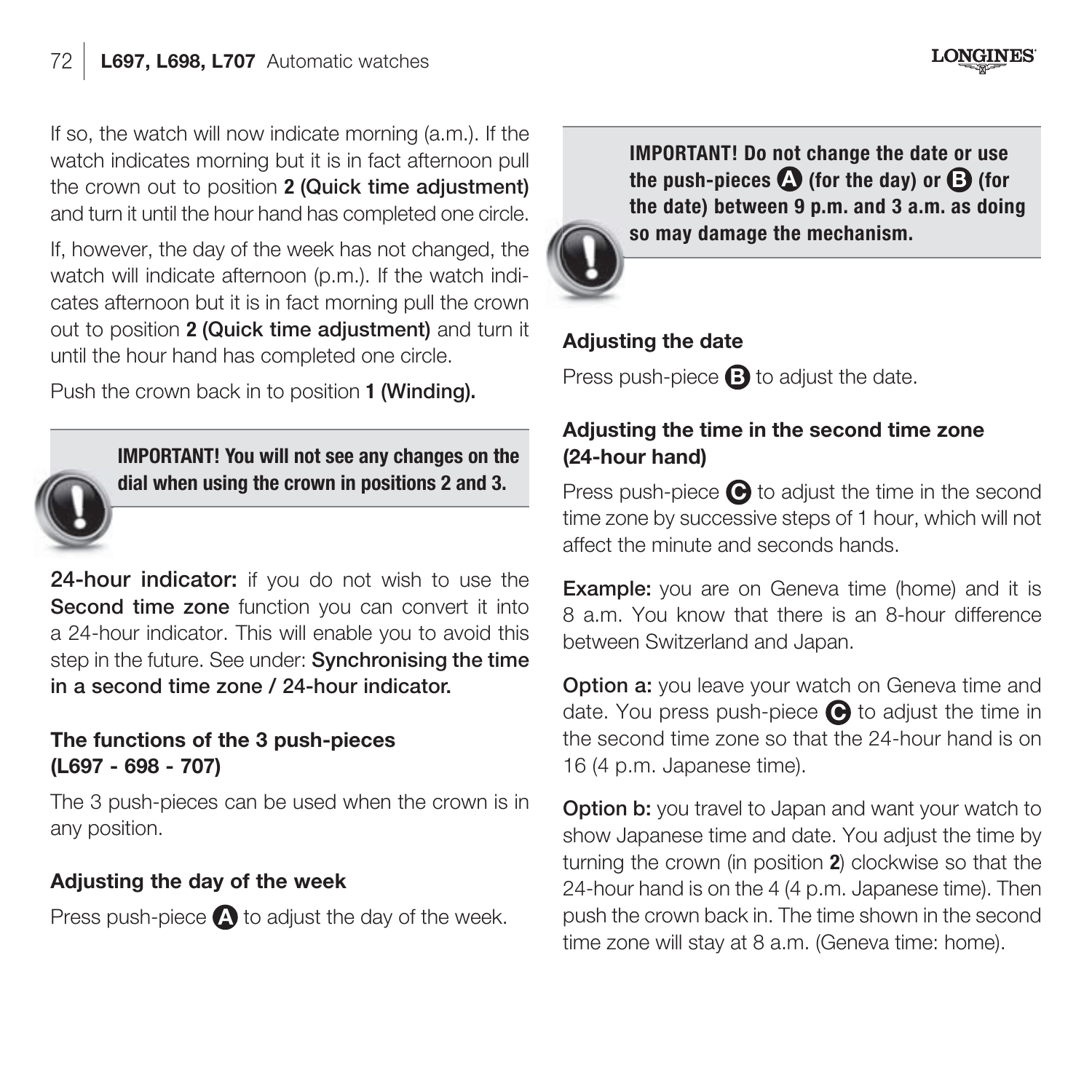If so, the watch will now indicate morning (a.m.). If the watch indicates morning but it is in fact afternoon pull the crown out to position **2 (Quick time adjustment)** and turn it until the hour hand has completed one circle.

If, however, the day of the week has not changed, the watch will indicate afternoon (p.m.). If the watch indicates afternoon but it is in fact morning pull the crown out to position **2 (Quick time adjustment)** and turn it until the hour hand has completed one circle.

Push the crown back in to position **1 (Winding).**

**IMPORTANT! You will not see any changes on the dial when using the crown in positions 2 and 3.**

**24-hour indicator:** if you do not wish to use the **Second time zone** function you can convert it into a 24-hour indicator. This will enable you to avoid this step in the future. See under: **Synchronising the time in a second time zone / 24-hour indicator.**

### The functions of the 3 push-pieces (L697 - 698 - 707)

The 3 push-pieces can be used when the crown is in any position.

### Adjusting the day of the week

Press push-piece **A** to adjust the day of the week.

**IMPORTANT! Do not change the date or use the push-pieces A (for the day) or B (for the date) between 9 p.m. and 3 a.m. as doing so may damage the mechanism.**

### Adjusting the date

Press push-piece **B** to adjust the date.

### Adjusting the time in the second time zone (24-hour hand)

Press push-piece **C** to adjust the time in the second time zone by successive steps of 1 hour, which will not affect the minute and seconds hands.

**Example:** you are on Geneva time (home) and it is 8 a.m. You know that there is an 8-hour difference between Switzerland and Japan.

**Option a:** you leave your watch on Geneva time and date. You press push-piece **C** to adjust the time in the second time zone so that the 24-hour hand is on 16 (4 p.m. Japanese time).

**Option b:** you travel to Japan and want your watch to show Japanese time and date. You adjust the time by turning the crown (in position **2**) clockwise so that the 24-hour hand is on the 4 (4 p.m. Japanese time). Then push the crown back in. The time shown in the second time zone will stay at 8 a.m. (Geneva time: home).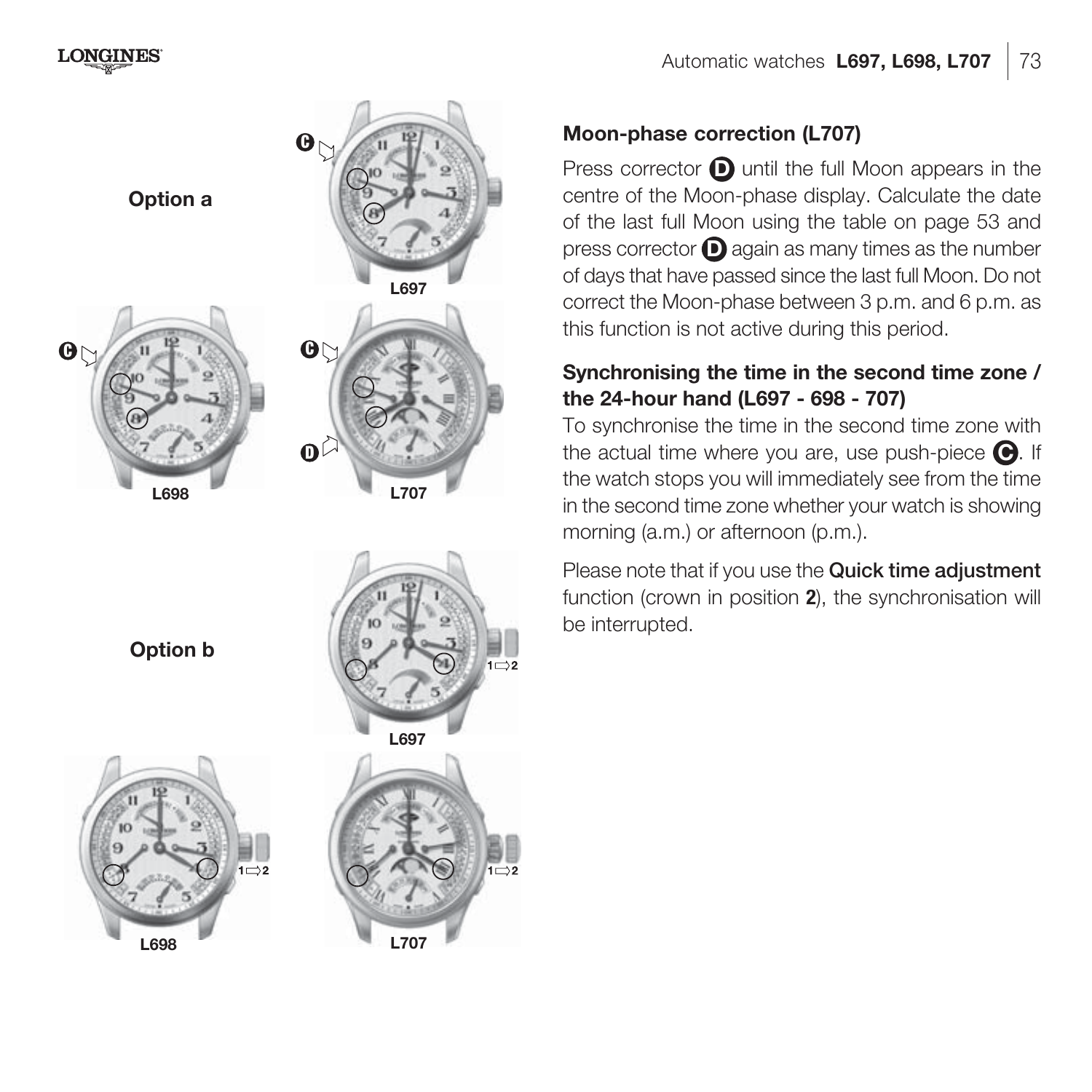Option a

L697

L698

L707

Option b

L697

L698

L707

## Moon-phase correction (L707)

Press corrector **D** until the full Moon appears in the centre of the Moon-phase display. Calculate the date of the last full Moon using the table on page 53 and press corrector **D** again as many times as the number of days that have passed since the last full Moon. Do not correct the Moon-phase between 3 p.m. and 6 p.m. as this function is not active during this period.

## Synchronising the time in the second time zone / the 24-hour hand (L697 - 698 - 707)

To synchronise the time in the second time zone with the actual time where you are, use push-piece **C**. If the watch stops you will immediately see from the time in the second time zone whether your watch is showing morning (a.m.) or afternoon (p.m.).

Please note that if you use the **Quick time adjustment** function (crown in position **2**), the synchronisation will be interrupted.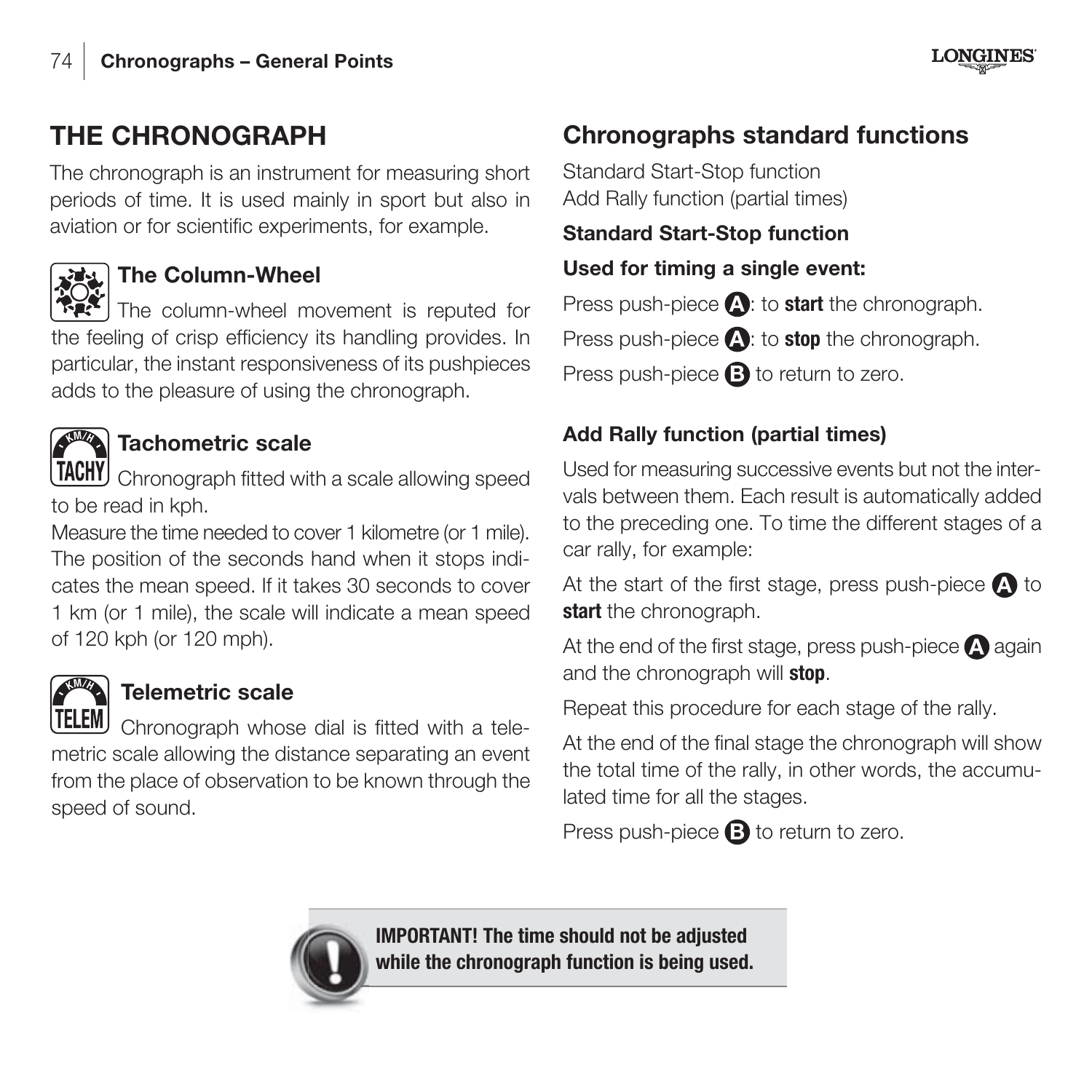# THE CHRONOGRAPH

The chronograph is an instrument for measuring short periods of time. It is used mainly in sport but also in aviation or for scientific experiments, for example.

### The Column-Wheel

The column-wheel movement is reputed for the feeling of crisp efficiency its handling provides. In particular, the instant responsiveness of its pushpieces adds to the pleasure of using the chronograph.

### Tachometric scale

Chronograph fitted with a scale allowing speed to be read in kph.

Measure the time needed to cover 1 kilometre (or 1 mile). The position of the seconds hand when it stops indicates the mean speed. If it takes 30 seconds to cover 1 km (or 1 mile), the scale will indicate a mean speed of 120 kph (or 120 mph).

### Telemetric scale

Chronograph whose dial is fitted with a telemetric scale allowing the distance separating an event from the place of observation to be known through the speed of sound.

## Chronographs standard functions

Standard Start-Stop function
Add Rally function (partial times)

**Standard Start-Stop function**

**Used for timing a single event:**

Press push-piece **A**: to **start** the chronograph.

Press push-piece **A**: to **stop** the chronograph.

Press push-piece **B** to return to zero.

**Add Rally function (partial times)**

Used for measuring successive events but not the intervals between them. Each result is automatically added to the preceding one. To time the different stages of a car rally, for example:

At the start of the first stage, press push-piece **A** to **start** the chronograph.

At the end of the first stage, press push-piece **A** again and the chronograph will **stop**.

Repeat this procedure for each stage of the rally.

At the end of the final stage the chronograph will show the total time of the rally, in other words, the accumulated time for all the stages.

Press push-piece **B** to return to zero.

**IMPORTANT! The time should not be adjusted while the chronograph function is being used.**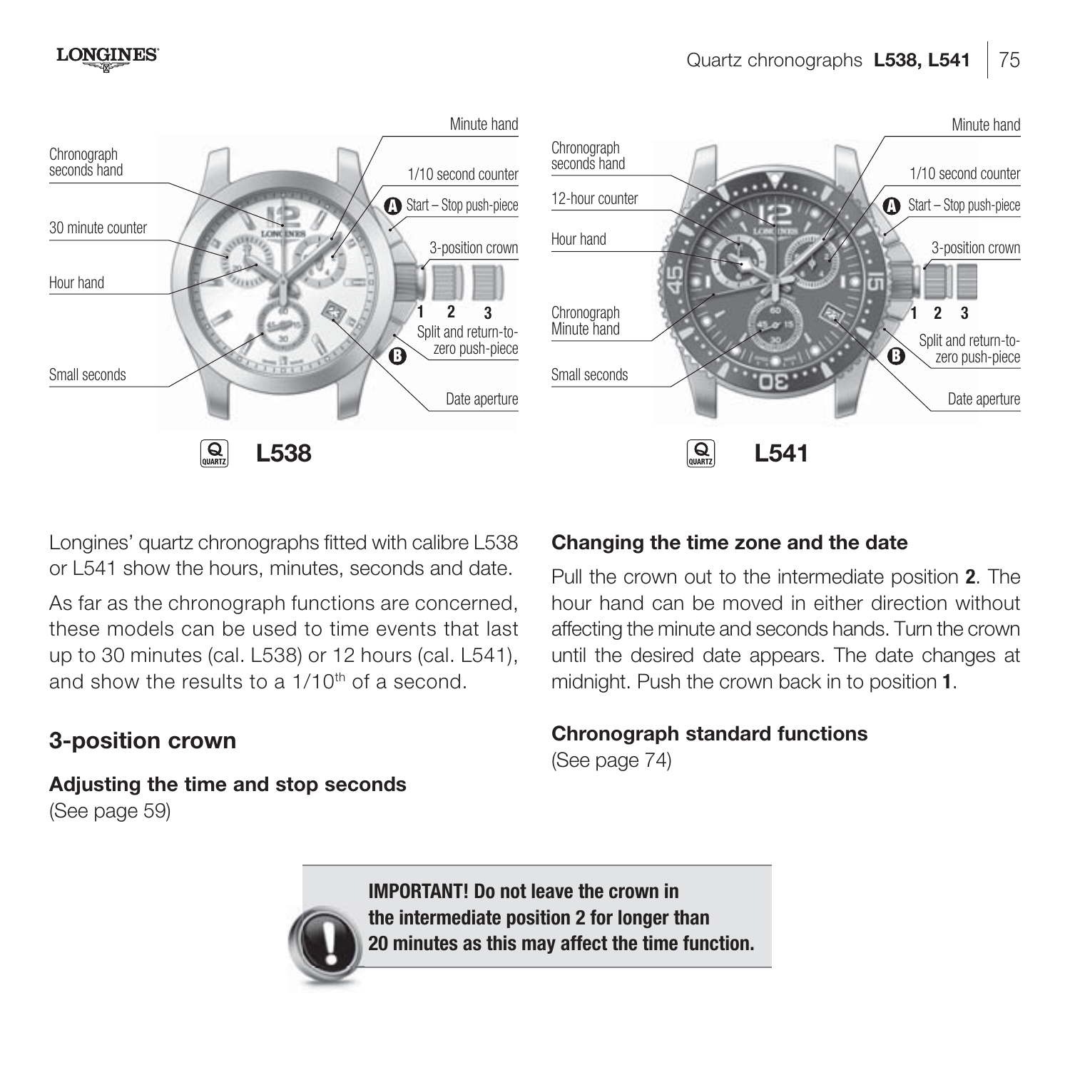Chronograph seconds hand

30 minute counter

Hour hand

Small seconds

Minute hand

1/10 second counter

A Start – Stop push-piece

3-position crown

1 2 3

Split and return-to-zero push-piece

B

Date aperture

**L538**

Chronograph seconds hand

12-hour counter

Hour hand

Chronograph Minute hand

Small seconds

Minute hand

1/10 second counter

A Start – Stop push-piece

3-position crown

1 2 3

Split and return-to-zero push-piece

B

Date aperture

**L541**

Longines' quartz chronographs fitted with calibre L538 or L541 show the hours, minutes, seconds and date.

As far as the chronograph functions are concerned, these models can be used to time events that last up to 30 minutes (cal. L538) or 12 hours (cal. L541), and show the results to a 1/10th of a second.

## 3-position crown

**Adjusting the time and stop seconds**
(See page 59)

**Changing the time zone and the date**

Pull the crown out to the intermediate position **2**. The hour hand can be moved in either direction without affecting the minute and seconds hands. Turn the crown until the desired date appears. The date changes at midnight. Push the crown back in to position **1**.

**Chronograph standard functions**
(See page 74)

**IMPORTANT! Do not leave the crown in the intermediate position 2 for longer than 20 minutes as this may affect the time function.**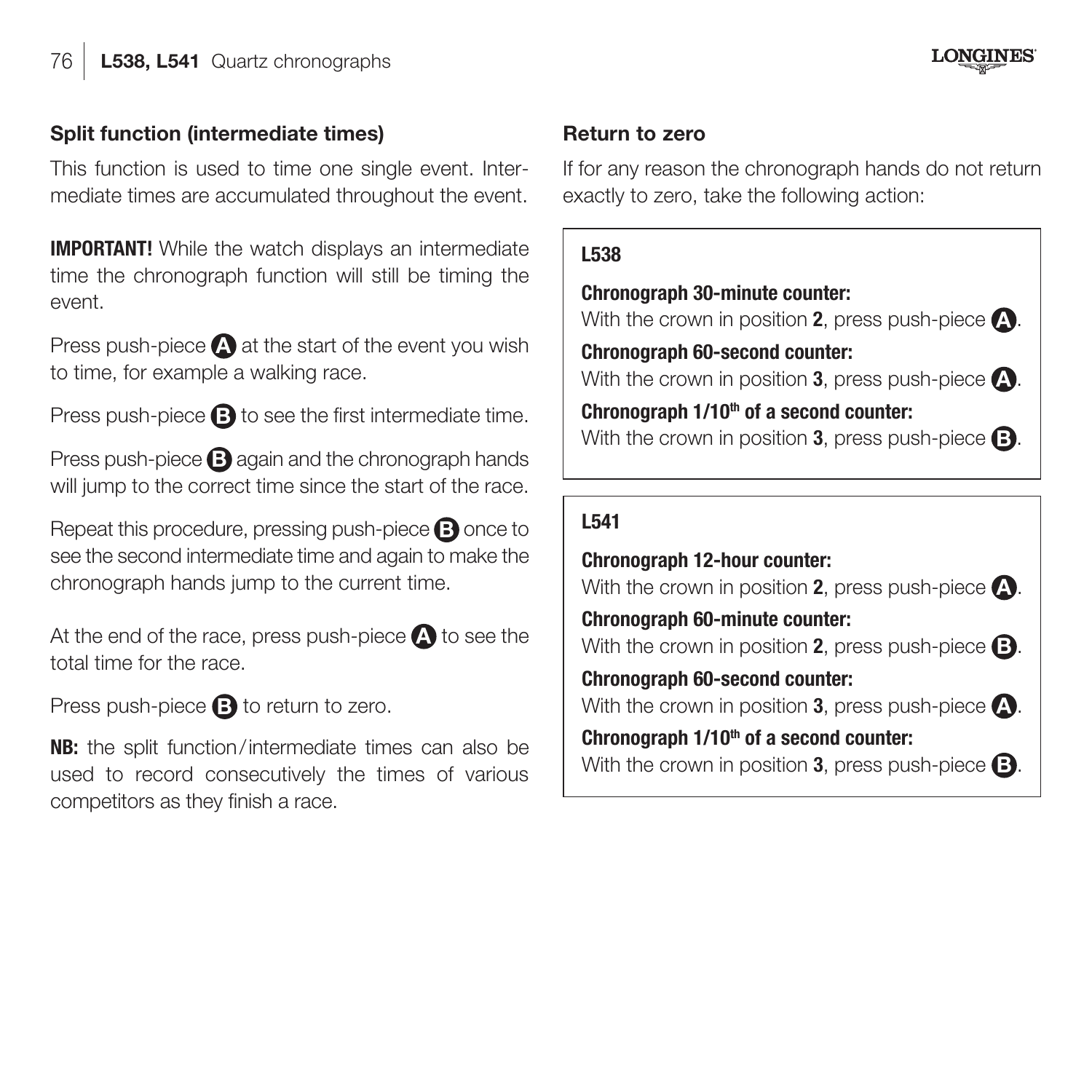### Split function (intermediate times)

This function is used to time one single event. Intermediate times are accumulated throughout the event.

**IMPORTANT!** While the watch displays an intermediate time the chronograph function will still be timing the event.

Press push-piece **A** at the start of the event you wish to time, for example a walking race.

Press push-piece **B** to see the first intermediate time.

Press push-piece **B** again and the chronograph hands will jump to the correct time since the start of the race.

Repeat this procedure, pressing push-piece **B** once to see the second intermediate time and again to make the chronograph hands jump to the current time.

At the end of the race, press push-piece **A** to see the total time for the race.

Press push-piece **B** to return to zero.

**NB:** the split function/intermediate times can also be used to record consecutively the times of various competitors as they finish a race.

### Return to zero

If for any reason the chronograph hands do not return exactly to zero, take the following action:

**L538**

**Chronograph 30-minute counter:**
With the crown in position **2**, press push-piece **A**.

**Chronograph 60-second counter:**
With the crown in position **3**, press push-piece **A**.

**Chronograph 1/10th of a second counter:**
With the crown in position **3**, press push-piece **B**.

**L541**

**Chronograph 12-hour counter:**
With the crown in position **2**, press push-piece **A**.

**Chronograph 60-minute counter:**
With the crown in position **2**, press push-piece **B**.

**Chronograph 60-second counter:**
With the crown in position **3**, press push-piece **A**.

**Chronograph 1/10th of a second counter:**
With the crown in position **3**, press push-piece **B**.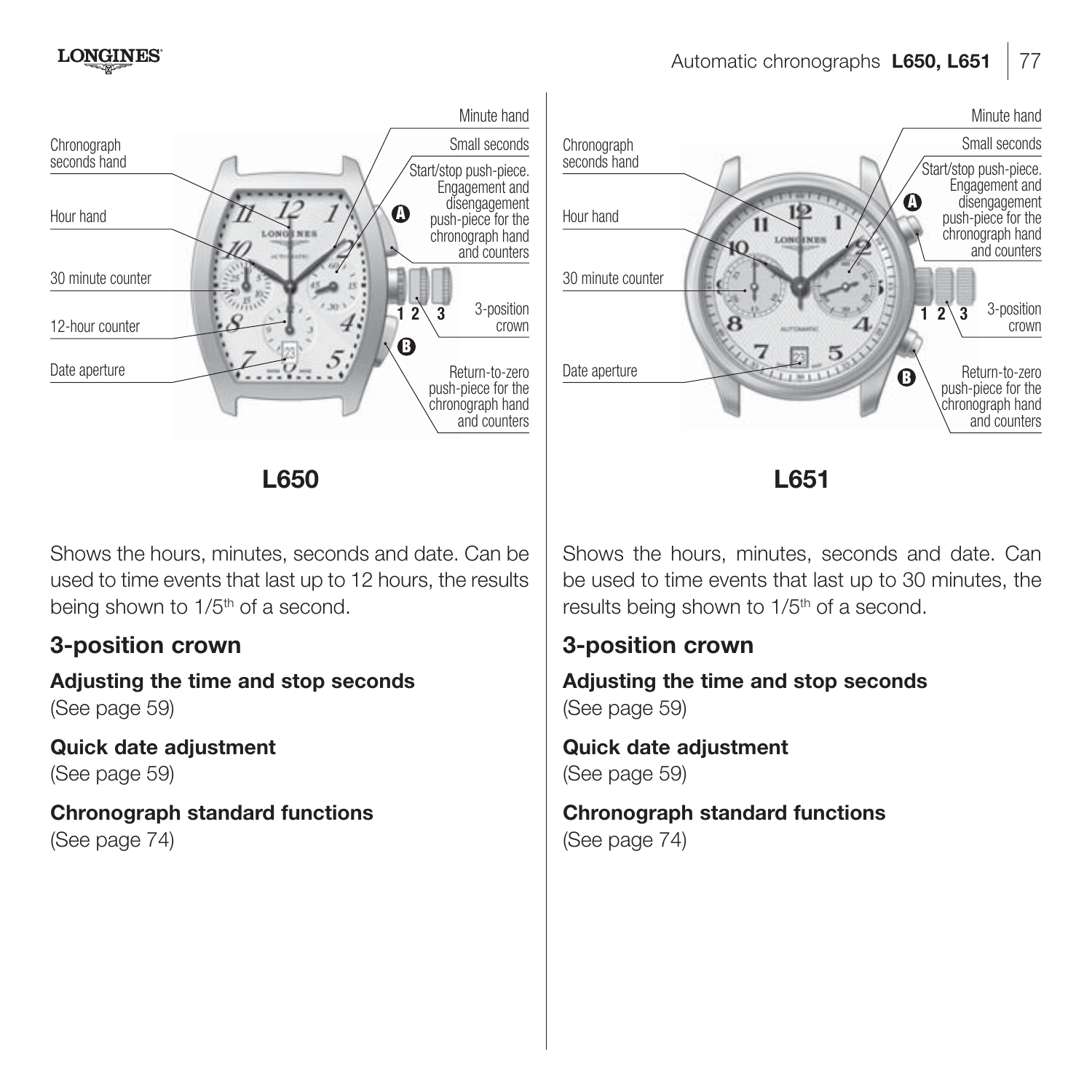Chronograph seconds hand

Hour hand

30 minute counter

12-hour counter

Date aperture

Minute hand

Small seconds

Start/stop push-piece. Engagement and disengagement push-piece for the chronograph hand and counters

3-position crown

Return-to-zero push-piece for the chronograph hand and counters

**L650**

Shows the hours, minutes, seconds and date. Can be used to time events that last up to 12 hours, the results being shown to 1/5th of a second.

## 3-position crown

**Adjusting the time and stop seconds**
(See page 59)

**Quick date adjustment**
(See page 59)

**Chronograph standard functions**
(See page 74)

Chronograph seconds hand

Hour hand

30 minute counter

Date aperture

Minute hand

Small seconds

Start/stop push-piece. Engagement and disengagement push-piece for the chronograph hand and counters

3-position crown

Return-to-zero push-piece for the chronograph hand and counters

**L651**

Shows the hours, minutes, seconds and date. Can be used to time events that last up to 30 minutes, the results being shown to 1/5th of a second.

## 3-position crown

**Adjusting the time and stop seconds**
(See page 59)

**Quick date adjustment**
(See page 59)

**Chronograph standard functions**
(See page 74)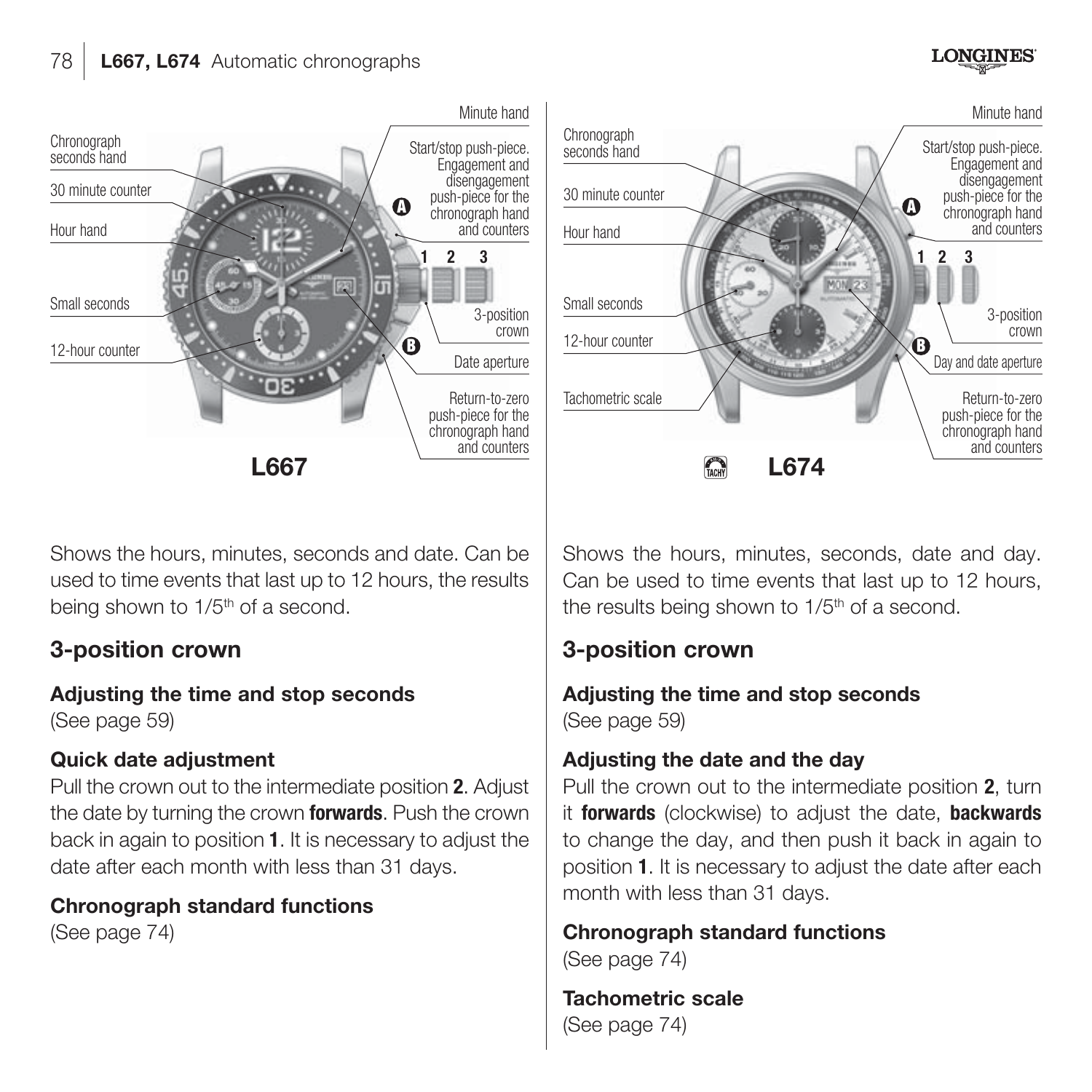# L667, L674 Automatic chronographs

Chronograph seconds hand
30 minute counter
Hour hand
Small seconds
12-hour counter
Minute hand
Start/stop push-piece. Engagement and disengagement push-piece for the chronograph hand and counters
A
1 2 3
3-position crown
B
Date aperture
Return-to-zero push-piece for the chronograph hand and counters

**L667**

Chronograph seconds hand
30 minute counter
Hour hand
Small seconds
12-hour counter
Tachometric scale
Minute hand
Start/stop push-piece. Engagement and disengagement push-piece for the chronograph hand and counters
A
1 2 3
3-position crown
B
Day and date aperture
Return-to-zero push-piece for the chronograph hand and counters

TACHY **L674**

Shows the hours, minutes, seconds and date. Can be used to time events that last up to 12 hours, the results being shown to 1/5th of a second.

## 3-position crown

**Adjusting the time and stop seconds**
(See page 59)

**Quick date adjustment**
Pull the crown out to the intermediate position **2**. Adjust the date by turning the crown **forwards**. Push the crown back in again to position **1**. It is necessary to adjust the date after each month with less than 31 days.

**Chronograph standard functions**
(See page 74)

Shows the hours, minutes, seconds, date and day. Can be used to time events that last up to 12 hours, the results being shown to 1/5th of a second.

## 3-position crown

**Adjusting the time and stop seconds**
(See page 59)

**Adjusting the date and the day**
Pull the crown out to the intermediate position **2**, turn it **forwards** (clockwise) to adjust the date, **backwards** to change the day, and then push it back in again to position **1**. It is necessary to adjust the date after each month with less than 31 days.

**Chronograph standard functions**
(See page 74)

**Tachometric scale**
(See page 74)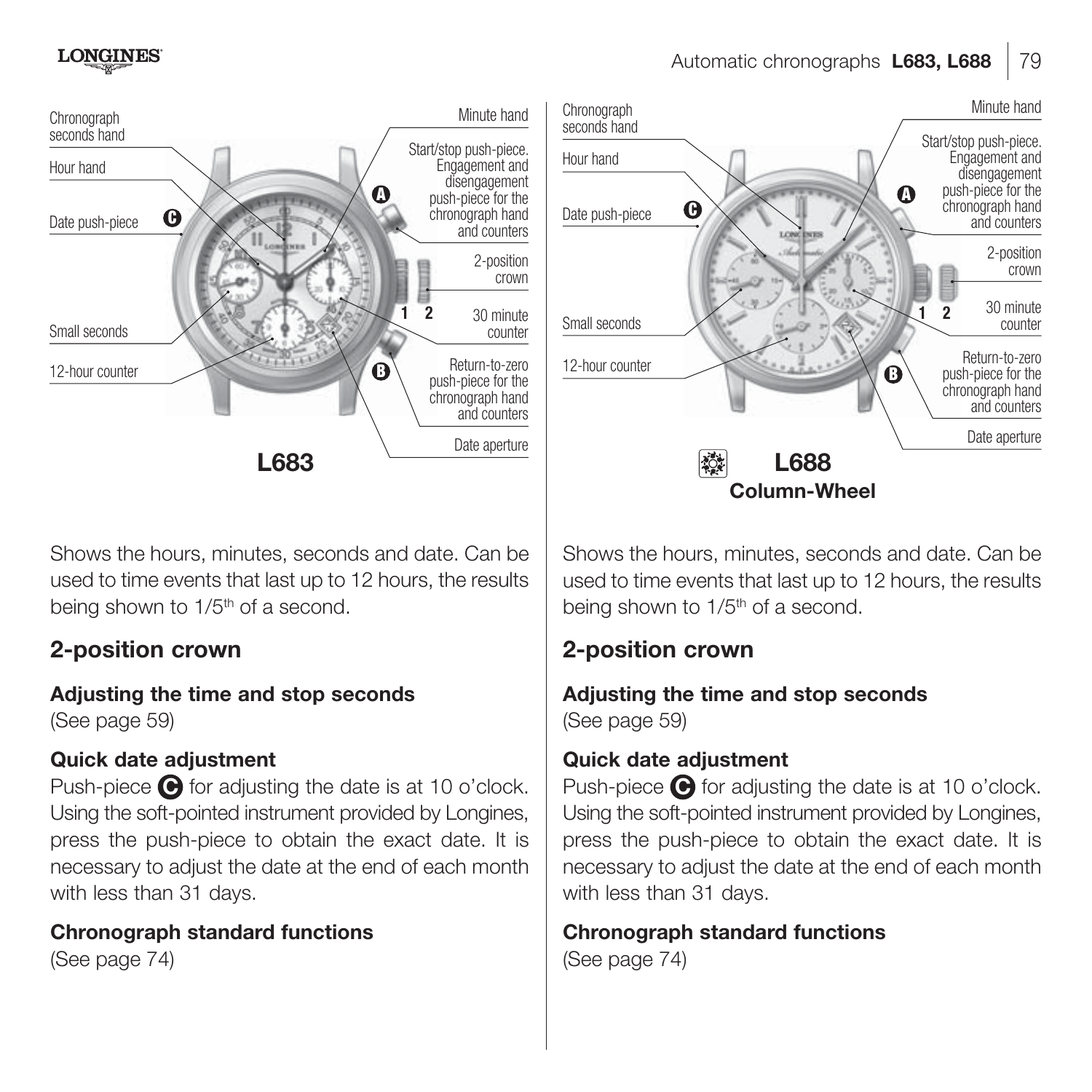Chronograph seconds hand

Hour hand

Date push-piece **C**

Small seconds

12-hour counter

Minute hand

Start/stop push-piece. Engagement and disengagement push-piece for the chronograph hand and counters **A**

2-position crown

1 2

30 minute counter

Return-to-zero push-piece for the chronograph hand and counters **B**

Date aperture

**L683**

Shows the hours, minutes, seconds and date. Can be used to time events that last up to 12 hours, the results being shown to 1/5th of a second.

## 2-position crown

**Adjusting the time and stop seconds**
(See page 59)

**Quick date adjustment**
Push-piece **C** for adjusting the date is at 10 o'clock. Using the soft-pointed instrument provided by Longines, press the push-piece to obtain the exact date. It is necessary to adjust the date at the end of each month with less than 31 days.

**Chronograph standard functions**
(See page 74)

Chronograph seconds hand

Hour hand

Date push-piece **C**

Small seconds

12-hour counter

Minute hand

Start/stop push-piece. Engagement and disengagement push-piece for the chronograph hand and counters **A**

2-position crown

1 2

30 minute counter

Return-to-zero push-piece for the chronograph hand and counters **B**

Date aperture

**L688**
**Column-Wheel**

Shows the hours, minutes, seconds and date. Can be used to time events that last up to 12 hours, the results being shown to 1/5th of a second.

## 2-position crown

**Adjusting the time and stop seconds**
(See page 59)

**Quick date adjustment**
Push-piece **C** for adjusting the date is at 10 o'clock. Using the soft-pointed instrument provided by Longines, press the push-piece to obtain the exact date. It is necessary to adjust the date at the end of each month with less than 31 days.

**Chronograph standard functions**
(See page 74)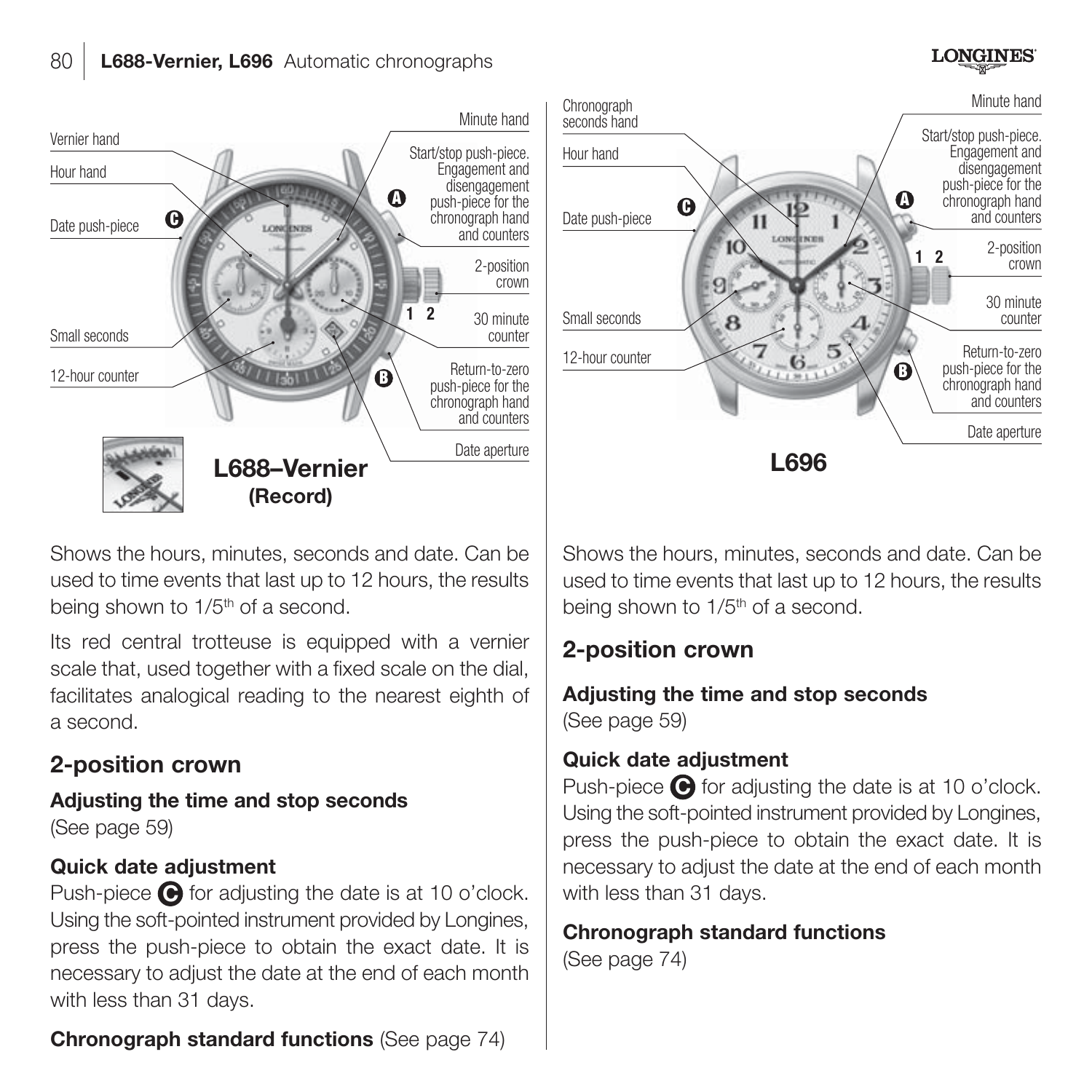# L688-Vernier, L696 Automatic chronographs

Vernier hand

Hour hand

Date push-piece

Small seconds

12-hour counter

Minute hand

Start/stop push-piece. Engagement and disengagement push-piece for the chronograph hand and counters

2-position crown

30 minute counter

Return-to-zero push-piece for the chronograph hand and counters

Date aperture

**L688–Vernier (Record)**

Shows the hours, minutes, seconds and date. Can be used to time events that last up to 12 hours, the results being shown to 1/5th of a second.

Its red central trotteuse is equipped with a vernier scale that, used together with a fixed scale on the dial, facilitates analogical reading to the nearest eighth of a second.

## 2-position crown

**Adjusting the time and stop seconds**
(See page 59)

**Quick date adjustment**
Push-piece C for adjusting the date is at 10 o'clock. Using the soft-pointed instrument provided by Longines, press the push-piece to obtain the exact date. It is necessary to adjust the date at the end of each month with less than 31 days.

**Chronograph standard functions** (See page 74)

Chronograph seconds hand

Hour hand

Date push-piece

Small seconds

12-hour counter

Minute hand

Start/stop push-piece. Engagement and disengagement push-piece for the chronograph hand and counters

2-position crown

30 minute counter

Return-to-zero push-piece for the chronograph hand and counters

Date aperture

**L696**

Shows the hours, minutes, seconds and date. Can be used to time events that last up to 12 hours, the results being shown to 1/5th of a second.

## 2-position crown

**Adjusting the time and stop seconds**
(See page 59)

**Quick date adjustment**
Push-piece C for adjusting the date is at 10 o'clock. Using the soft-pointed instrument provided by Longines, press the push-piece to obtain the exact date. It is necessary to adjust the date at the end of each month with less than 31 days.

**Chronograph standard functions**
(See page 74)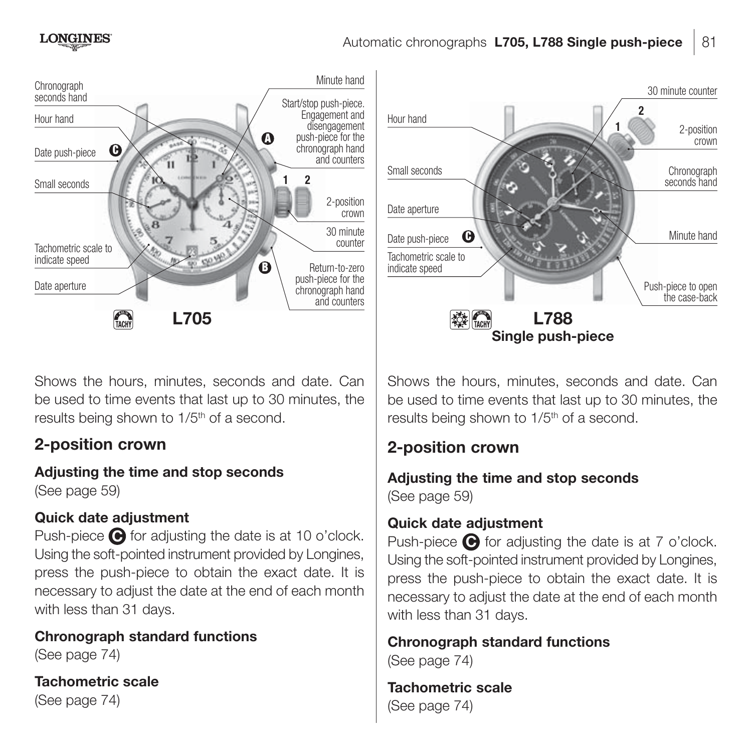Chronograph seconds hand

Hour hand

Date push-piece **C**

Small seconds

Tachometric scale to indicate speed

Date aperture

Minute hand

Start/stop push-piece. Engagement and disengagement push-piece for the chronograph hand and counters **A**

1 2

2-position crown

30 minute counter

**B** Return-to-zero push-piece for the chronograph hand and counters

**L705**

Shows the hours, minutes, seconds and date. Can be used to time events that last up to 30 minutes, the results being shown to 1/5th of a second.

## 2-position crown

**Adjusting the time and stop seconds**
(See page 59)

**Quick date adjustment**
Push-piece **C** for adjusting the date is at 10 o'clock. Using the soft-pointed instrument provided by Longines, press the push-piece to obtain the exact date. It is necessary to adjust the date at the end of each month with less than 31 days.

**Chronograph standard functions**
(See page 74)

**Tachometric scale**
(See page 74)

30 minute counter

Hour hand

2

1

2-position crown

Small seconds

Chronograph seconds hand

Date aperture

Date push-piece **C**

Minute hand

Tachometric scale to indicate speed

Push-piece to open the case-back

**L788**
**Single push-piece**

Shows the hours, minutes, seconds and date. Can be used to time events that last up to 30 minutes, the results being shown to 1/5th of a second.

## 2-position crown

**Adjusting the time and stop seconds**
(See page 59)

**Quick date adjustment**
Push-piece **C** for adjusting the date is at 7 o'clock. Using the soft-pointed instrument provided by Longines, press the push-piece to obtain the exact date. It is necessary to adjust the date at the end of each month with less than 31 days.

**Chronograph standard functions**
(See page 74)

**Tachometric scale**
(See page 74)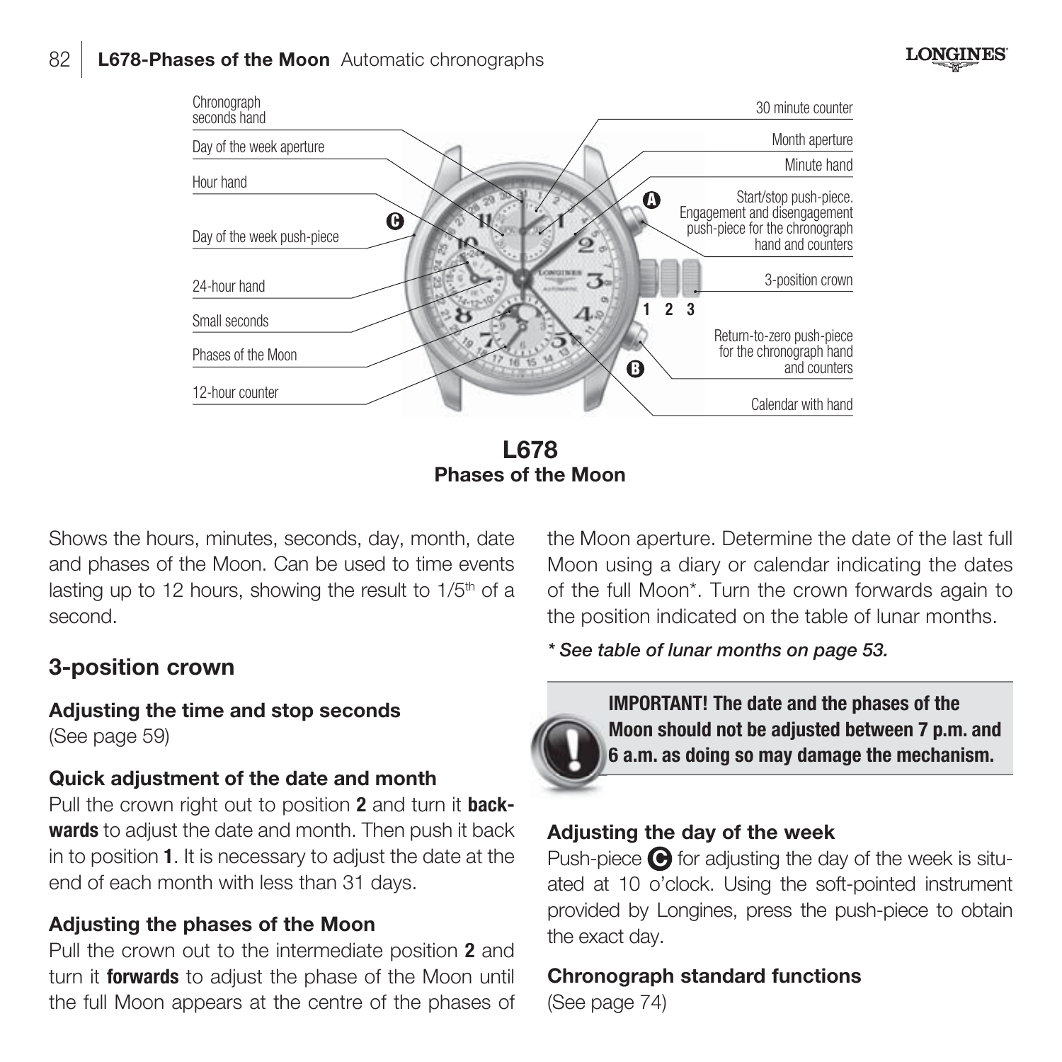Chronograph seconds hand

Day of the week aperture

Hour hand

Day of the week push-piece

24-hour hand

Small seconds

Phases of the Moon

12-hour counter

30 minute counter

Month aperture

Minute hand

A Start/stop push-piece. Engagement and disengagement push-piece for the chronograph hand and counters

3-position crown

1 2 3

Return-to-zero push-piece for the chronograph hand and counters

B

Calendar with hand

C

**L678**
**Phases of the Moon**

Shows the hours, minutes, seconds, day, month, date and phases of the Moon. Can be used to time events lasting up to 12 hours, showing the result to 1/5th of a second.

## 3-position crown

### Adjusting the time and stop seconds

(See page 59)

### Quick adjustment of the date and month

Pull the crown right out to position **2** and turn it **backwards** to adjust the date and month. Then push it back in to position **1**. It is necessary to adjust the date at the end of each month with less than 31 days.

### Adjusting the phases of the Moon

Pull the crown out to the intermediate position **2** and turn it **forwards** to adjust the phase of the Moon until the full Moon appears at the centre of the phases of the Moon aperture. Determine the date of the last full Moon using a diary or calendar indicating the dates of the full Moon*. Turn the crown forwards again to the position indicated on the table of lunar months.

***\* See table of lunar months on page 53.***

**IMPORTANT! The date and the phases of the Moon should not be adjusted between 7 p.m. and 6 a.m. as doing so may damage the mechanism.**

### Adjusting the day of the week

Push-piece C for adjusting the day of the week is situated at 10 o'clock. Using the soft-pointed instrument provided by Longines, press the push-piece to obtain the exact day.

### Chronograph standard functions

(See page 74)